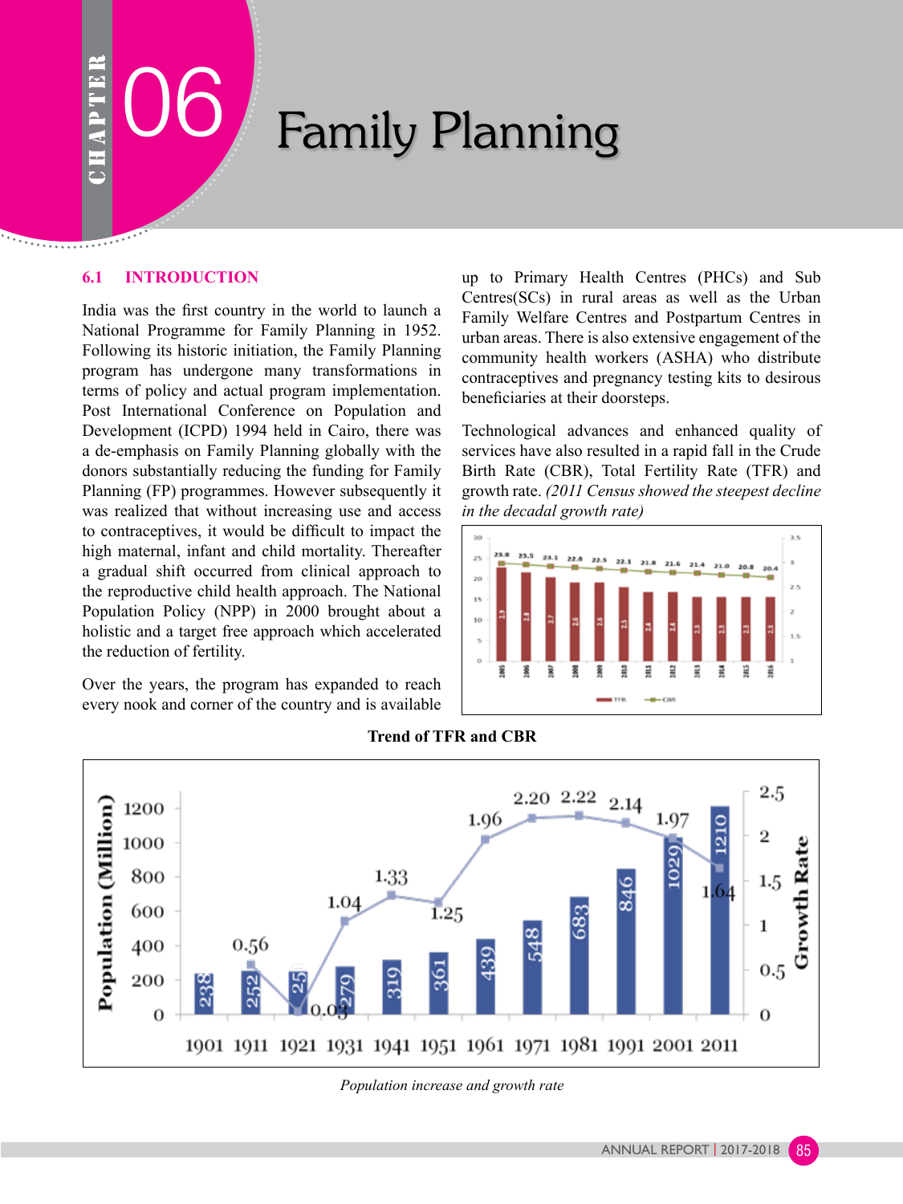# CHAPTER 06 Family Planning

## 6.1 INTRODUCTION

India was the first country in the world to launch a National Programme for Family Planning in 1952. Following its historic initiation, the Family Planning program has undergone many transformations in terms of policy and actual program implementation. Post International Conference on Population and Development (ICPD) 1994 held in Cairo, there was a de-emphasis on Family Planning globally with the donors substantially reducing the funding for Family Planning (FP) programmes. However subsequently it was realized that without increasing use and access to contraceptives, it would be difficult to impact the high maternal, infant and child mortality. Thereafter a gradual shift occurred from clinical approach to the reproductive child health approach. The National Population Policy (NPP) in 2000 brought about a holistic and a target free approach which accelerated the reduction of fertility.

Over the years, the program has expanded to reach every nook and corner of the country and is available up to Primary Health Centres (PHCs) and Sub Centres(SCs) in rural areas as well as the Urban Family Welfare Centres and Postpartum Centres in urban areas. There is also extensive engagement of the community health workers (ASHA) who distribute contraceptives and pregnancy testing kits to desirous beneficiaries at their doorsteps.

Technological advances and enhanced quality of services have also resulted in a rapid fall in the Crude Birth Rate (CBR), Total Fertility Rate (TFR) and growth rate. *(2011 Census showed the steepest decline in the decadal growth rate)*

| Year | 2005 | 2006 | 2007 | 2008 | 2009 | 2010 | 2011 | 2012 | 2013 | 2014 | 2015 | 2016 |
|---|---|---|---|---|---|---|---|---|---|---|---|---|
| TFR | 2.9 | 2.8 | 2.7 | 2.6 | 2.6 | 2.5 | 2.4 | 2.4 | 2.3 | 2.3 | 2.3 | 2.3 |
| CBR | 23.8 | 23.5 | 23.1 | 22.8 | 22.5 | 22.1 | 21.8 | 21.6 | 21.4 | 21.0 | 20.8 | 20.4 |

**Trend of TFR and CBR**

| Year | 1901 | 1911 | 1921 | 1931 | 1941 | 1951 | 1961 | 1971 | 1981 | 1991 | 2001 | 2011 |
|---|---|---|---|---|---|---|---|---|---|---|---|---|
| Population (Million) | 238 | 252 | 251 | 279 | 319 | 361 | 439 | 548 | 683 | 846 | 1029 | 1210 |
| Growth Rate | | 0.56 | 0.03 | 1.04 | 1.33 | 1.25 | 1.96 | 2.20 | 2.22 | 2.14 | 1.97 | 1.64 |

*Population increase and growth rate*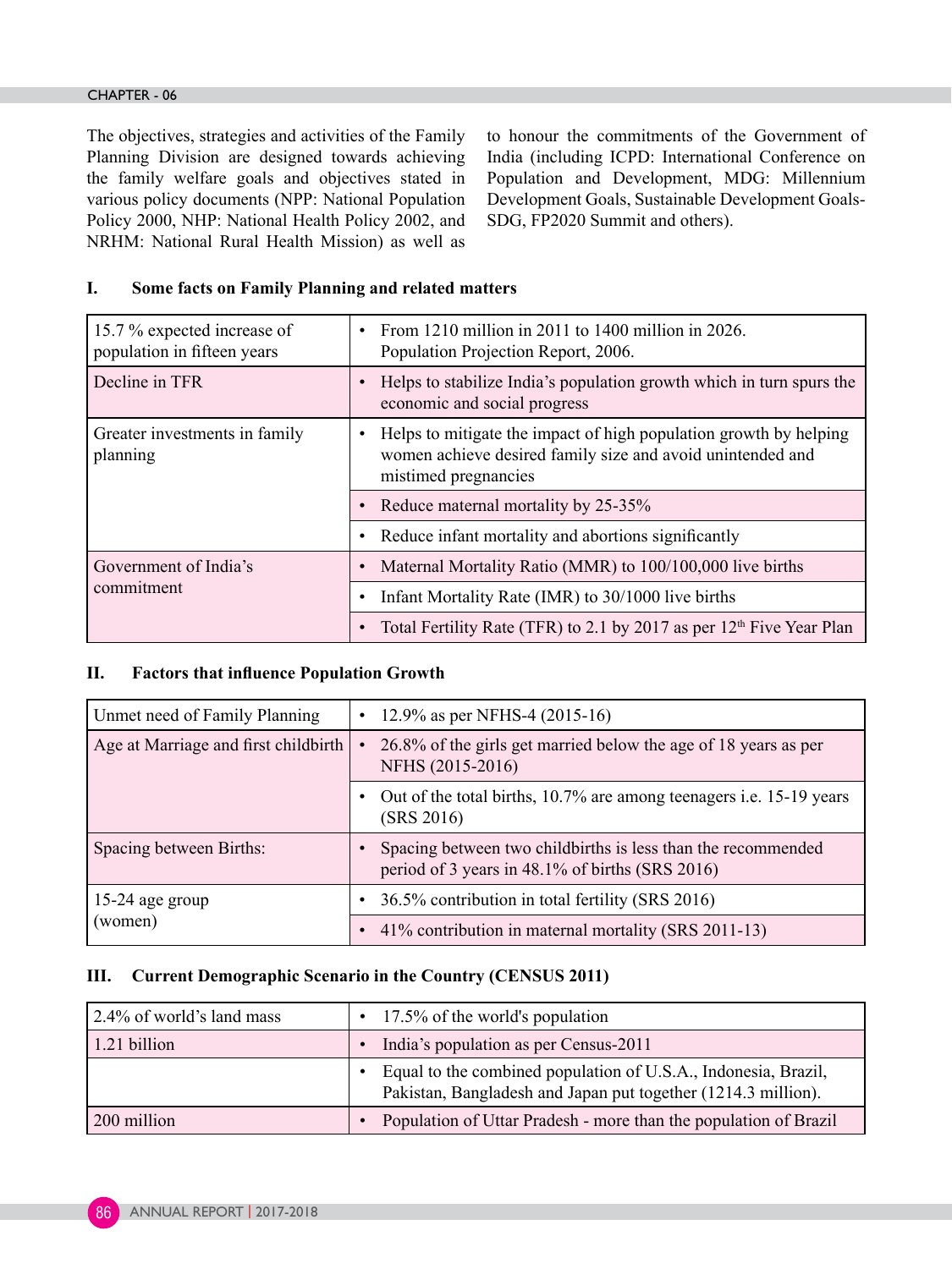The objectives, strategies and activities of the Family Planning Division are designed towards achieving the family welfare goals and objectives stated in various policy documents (NPP: National Population Policy 2000, NHP: National Health Policy 2002, and NRHM: National Rural Health Mission) as well as to honour the commitments of the Government of India (including ICPD: International Conference on Population and Development, MDG: Millennium Development Goals, Sustainable Development Goals-SDG, FP2020 Summit and others).

## I. Some facts on Family Planning and related matters

| | |
|---|---|
| 15.7 % expected increase of population in fifteen years | • From 1210 million in 2011 to 1400 million in 2026. Population Projection Report, 2006. |
| Decline in TFR | • Helps to stabilize India's population growth which in turn spurs the economic and social progress |
| Greater investments in family planning | • Helps to mitigate the impact of high population growth by helping women achieve desired family size and avoid unintended and mistimed pregnancies |
| | • Reduce maternal mortality by 25-35% |
| | • Reduce infant mortality and abortions significantly |
| Government of India's commitment | • Maternal Mortality Ratio (MMR) to 100/100,000 live births |
| | • Infant Mortality Rate (IMR) to 30/1000 live births |
| | • Total Fertility Rate (TFR) to 2.1 by 2017 as per 12th Five Year Plan |

## II. Factors that influence Population Growth

| | |
|---|---|
| Unmet need of Family Planning | • 12.9% as per NFHS-4 (2015-16) |
| Age at Marriage and first childbirth | • 26.8% of the girls get married below the age of 18 years as per NFHS (2015-2016) |
| | • Out of the total births, 10.7% are among teenagers i.e. 15-19 years (SRS 2016) |
| Spacing between Births: | • Spacing between two childbirths is less than the recommended period of 3 years in 48.1% of births (SRS 2016) |
| 15-24 age group (women) | • 36.5% contribution in total fertility (SRS 2016) |
| | • 41% contribution in maternal mortality (SRS 2011-13) |

## III. Current Demographic Scenario in the Country (CENSUS 2011)

| | |
|---|---|
| 2.4% of world's land mass | • 17.5% of the world's population |
| 1.21 billion | • India's population as per Census-2011 |
| | • Equal to the combined population of U.S.A., Indonesia, Brazil, Pakistan, Bangladesh and Japan put together (1214.3 million). |
| 200 million | • Population of Uttar Pradesh - more than the population of Brazil |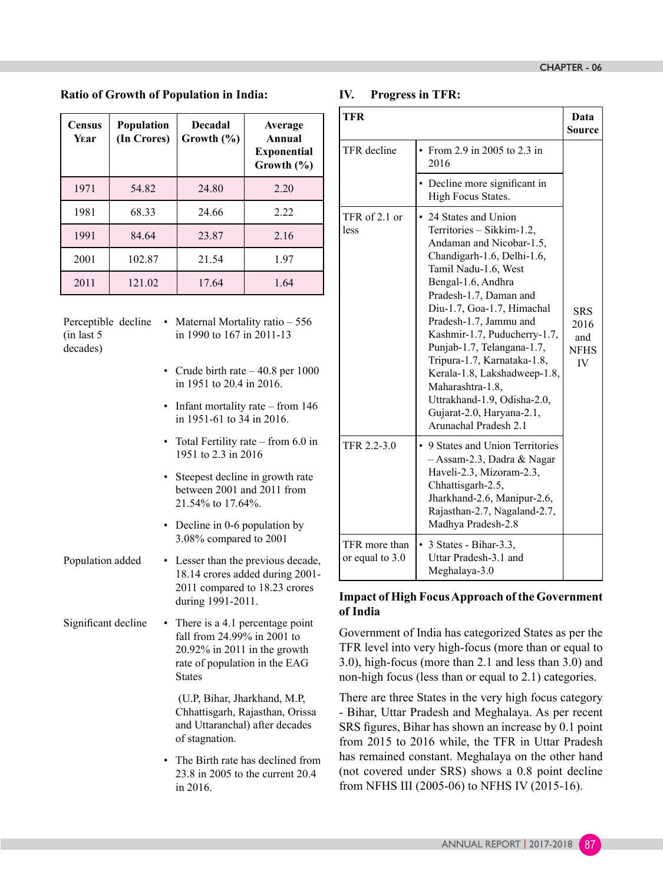### Ratio of Growth of Population in India:

| Census Year | Population (In Crores) | Decadal Growth (%) | Average Annual Exponential Growth (%) |
|---|---|---|---|
| 1971 | 54.82 | 24.80 | 2.20 |
| 1981 | 68.33 | 24.66 | 2.22 |
| 1991 | 84.64 | 23.87 | 2.16 |
| 2001 | 102.87 | 21.54 | 1.97 |
| 2011 | 121.02 | 17.64 | 1.64 |

| | |
|---|---|
| Perceptible decline (in last 5 decades) | • Maternal Mortality ratio – 556 in 1990 to 167 in 2011-13<br>• Crude birth rate – 40.8 per 1000 in 1951 to 20.4 in 2016.<br>• Infant mortality rate – from 146 in 1951-61 to 34 in 2016.<br>• Total Fertility rate – from 6.0 in 1951 to 2.3 in 2016<br>• Steepest decline in growth rate between 2001 and 2011 from 21.54% to 17.64%.<br>• Decline in 0-6 population by 3.08% compared to 2001 |
| Population added | • Lesser than the previous decade, 18.14 crores added during 2001-2011 compared to 18.23 crores during 1991-2011. |
| Significant decline | • There is a 4.1 percentage point fall from 24.99% in 2001 to 20.92% in 2011 in the growth rate of population in the EAG States<br>(U.P, Bihar, Jharkhand, M.P, Chhattisgarh, Rajasthan, Orissa and Uttaranchal) after decades of stagnation.<br>• The Birth rate has declined from 23.8 in 2005 to the current 20.4 in 2016. |

### IV. Progress in TFR:

| TFR | | Data Source |
|---|---|---|
| TFR decline | • From 2.9 in 2005 to 2.3 in 2016<br>• Decline more significant in High Focus States. | SRS 2016 and NFHS IV |
| TFR of 2.1 or less | • 24 States and Union Territories – Sikkim-1.2, Andaman and Nicobar-1.5, Chandigarh-1.6, Delhi-1.6, Tamil Nadu-1.6, West Bengal-1.6, Andhra Pradesh-1.7, Daman and Diu-1.7, Goa-1.7, Himachal Pradesh-1.7, Jammu and Kashmir-1.7, Puducherry-1.7, Punjab-1.7, Telangana-1.7, Tripura-1.7, Karnataka-1.8, Kerala-1.8, Lakshadweep-1.8, Maharashtra-1.8, Uttrakhand-1.9, Odisha-2.0, Gujarat-2.0, Haryana-2.1, Arunachal Pradesh 2.1 | |
| TFR 2.2-3.0 | • 9 States and Union Territories – Assam-2.3, Dadra & Nagar Haveli-2.3, Mizoram-2.3, Chhattisgarh-2.5, Jharkhand-2.6, Manipur-2.6, Rajasthan-2.7, Nagaland-2.7, Madhya Pradesh-2.8 | |
| TFR more than or equal to 3.0 | • 3 States - Bihar-3.3, Uttar Pradesh-3.1 and Meghalaya-3.0 | |

### Impact of High Focus Approach of the Government of India

Government of India has categorized States as per the TFR level into very high-focus (more than or equal to 3.0), high-focus (more than 2.1 and less than 3.0) and non-high focus (less than or equal to 2.1) categories.

There are three States in the very high focus category - Bihar, Uttar Pradesh and Meghalaya. As per recent SRS figures, Bihar has shown an increase by 0.1 point from 2015 to 2016 while, the TFR in Uttar Pradesh has remained constant. Meghalaya on the other hand (not covered under SRS) shows a 0.8 point decline from NFHS III (2005-06) to NFHS IV (2015-16).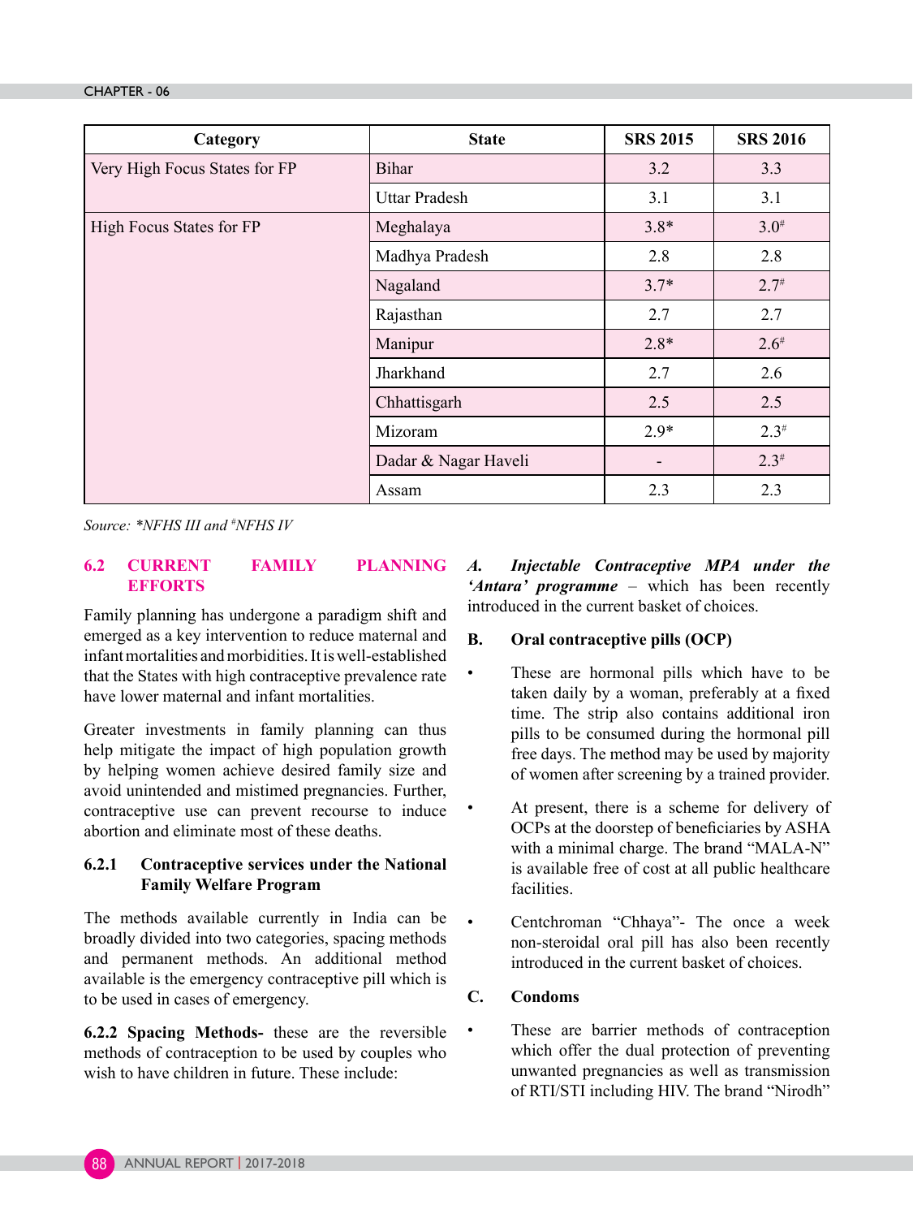| Category | State | SRS 2015 | SRS 2016 |
|---|---|---|---|
| Very High Focus States for FP | Bihar | 3.2 | 3.3 |
| | Uttar Pradesh | 3.1 | 3.1 |
| High Focus States for FP | Meghalaya | 3.8* | 3.0# |
| | Madhya Pradesh | 2.8 | 2.8 |
| | Nagaland | 3.7* | 2.7# |
| | Rajasthan | 2.7 | 2.7 |
| | Manipur | 2.8* | 2.6# |
| | Jharkhand | 2.7 | 2.6 |
| | Chhattisgarh | 2.5 | 2.5 |
| | Mizoram | 2.9* | 2.3# |
| | Dadar & Nagar Haveli | - | 2.3# |
| | Assam | 2.3 | 2.3 |

*Source: *NFHS III and #NFHS IV*

## 6.2 CURRENT FAMILY PLANNING EFFORTS

Family planning has undergone a paradigm shift and emerged as a key intervention to reduce maternal and infant mortalities and morbidities. It is well-established that the States with high contraceptive prevalence rate have lower maternal and infant mortalities.

Greater investments in family planning can thus help mitigate the impact of high population growth by helping women achieve desired family size and avoid unintended and mistimed pregnancies. Further, contraceptive use can prevent recourse to induce abortion and eliminate most of these deaths.

### 6.2.1 Contraceptive services under the National Family Welfare Program

The methods available currently in India can be broadly divided into two categories, spacing methods and permanent methods. An additional method available is the emergency contraceptive pill which is to be used in cases of emergency.

**6.2.2 Spacing Methods-** these are the reversible methods of contraception to be used by couples who wish to have children in future. These include:

***A. Injectable Contraceptive MPA under the 'Antara' programme*** – which has been recently introduced in the current basket of choices.

**B. Oral contraceptive pills (OCP)**

- These are hormonal pills which have to be taken daily by a woman, preferably at a fixed time. The strip also contains additional iron pills to be consumed during the hormonal pill free days. The method may be used by majority of women after screening by a trained provider.
- At present, there is a scheme for delivery of OCPs at the doorstep of beneficiaries by ASHA with a minimal charge. The brand "MALA-N" is available free of cost at all public healthcare facilities.
- Centchroman "Chhaya"- The once a week non-steroidal oral pill has also been recently introduced in the current basket of choices.

**C. Condoms**

- These are barrier methods of contraception which offer the dual protection of preventing unwanted pregnancies as well as transmission of RTI/STI including HIV. The brand "Nirodh"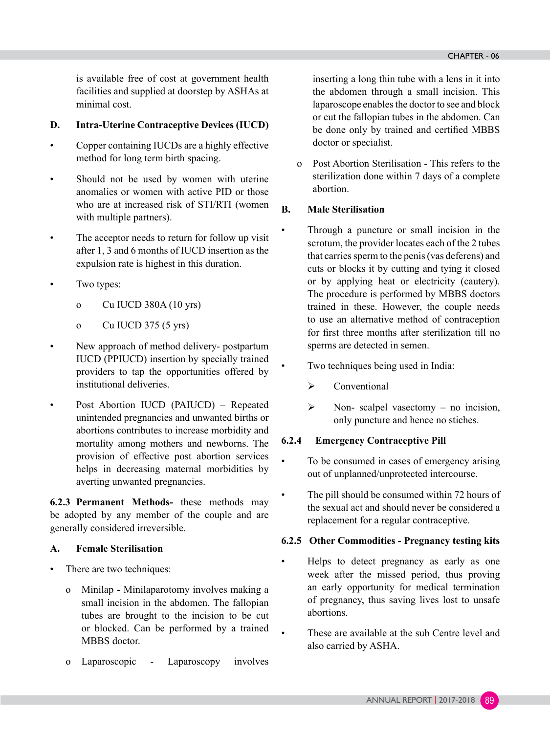is available free of cost at government health facilities and supplied at doorstep by ASHAs at minimal cost.

**D. Intra-Uterine Contraceptive Devices (IUCD)**

- Copper containing IUCDs are a highly effective method for long term birth spacing.
- Should not be used by women with uterine anomalies or women with active PID or those who are at increased risk of STI/RTI (women with multiple partners).
- The acceptor needs to return for follow up visit after 1, 3 and 6 months of IUCD insertion as the expulsion rate is highest in this duration.
- Two types:
  - o Cu IUCD 380A (10 yrs)
  - o Cu IUCD 375 (5 yrs)
- New approach of method delivery- postpartum IUCD (PPIUCD) insertion by specially trained providers to tap the opportunities offered by institutional deliveries.
- Post Abortion IUCD (PAIUCD) – Repeated unintended pregnancies and unwanted births or abortions contributes to increase morbidity and mortality among mothers and newborns. The provision of effective post abortion services helps in decreasing maternal morbidities by averting unwanted pregnancies.

**6.2.3 Permanent Methods-** these methods may be adopted by any member of the couple and are generally considered irreversible.

**A. Female Sterilisation**

- There are two techniques:
  - o Minilap - Minilaparotomy involves making a small incision in the abdomen. The fallopian tubes are brought to the incision to be cut or blocked. Can be performed by a trained MBBS doctor.
  - o Laparoscopic - Laparoscopy involves inserting a long thin tube with a lens in it into the abdomen through a small incision. This laparoscope enables the doctor to see and block or cut the fallopian tubes in the abdomen. Can be done only by trained and certified MBBS doctor or specialist.
  - o Post Abortion Sterilisation - This refers to the sterilization done within 7 days of a complete abortion.

**B. Male Sterilisation**

- Through a puncture or small incision in the scrotum, the provider locates each of the 2 tubes that carries sperm to the penis (vas deferens) and cuts or blocks it by cutting and tying it closed or by applying heat or electricity (cautery). The procedure is performed by MBBS doctors trained in these. However, the couple needs to use an alternative method of contraception for first three months after sterilization till no sperms are detected in semen.
- Two techniques being used in India:
  - ➢ Conventional
  - ➢ Non- scalpel vasectomy – no incision, only puncture and hence no stiches.

**6.2.4 Emergency Contraceptive Pill**

- To be consumed in cases of emergency arising out of unplanned/unprotected intercourse.
- The pill should be consumed within 72 hours of the sexual act and should never be considered a replacement for a regular contraceptive.

**6.2.5 Other Commodities - Pregnancy testing kits**

- Helps to detect pregnancy as early as one week after the missed period, thus proving an early opportunity for medical termination of pregnancy, thus saving lives lost to unsafe abortions.
- These are available at the sub Centre level and also carried by ASHA.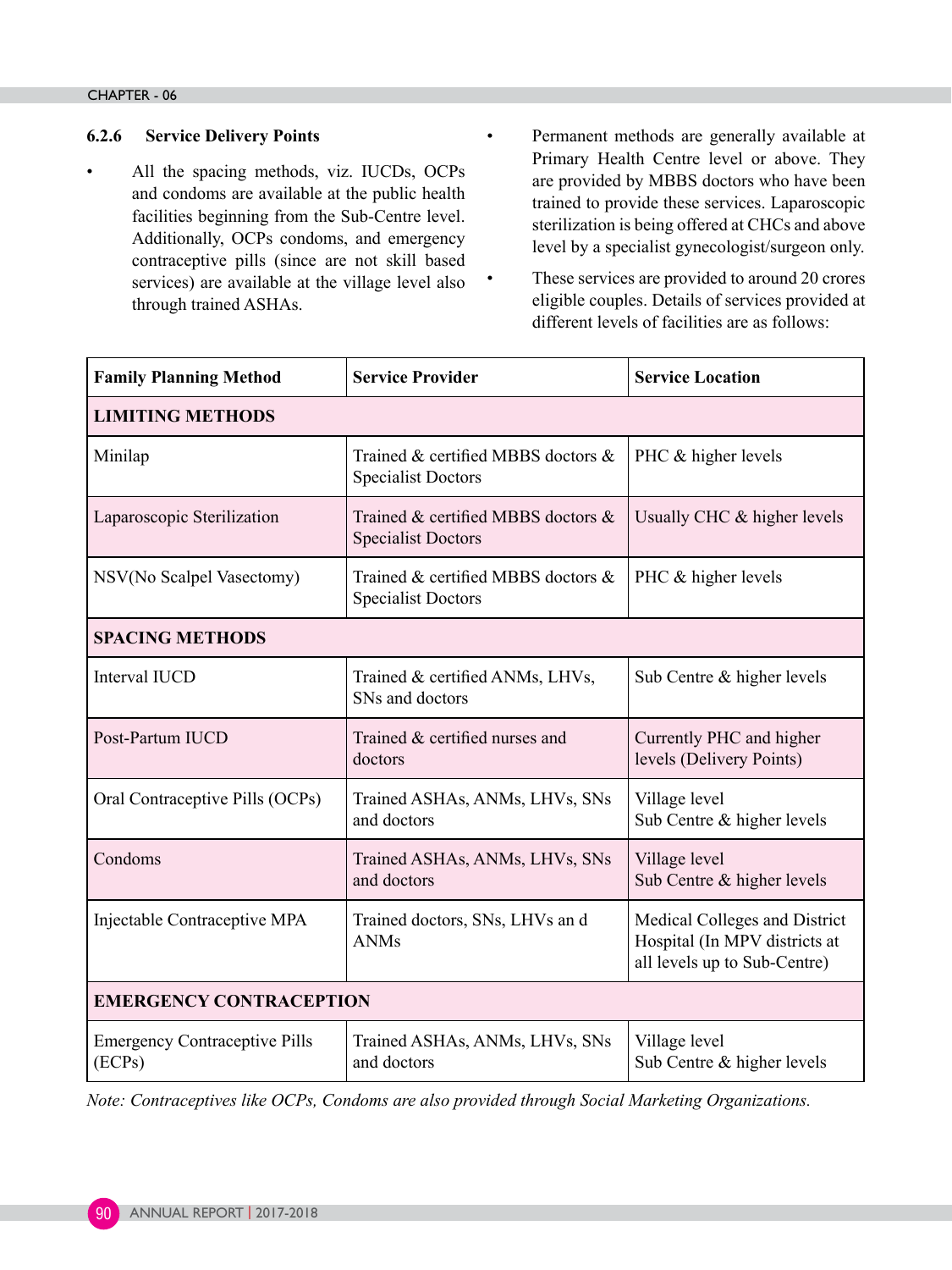### 6.2.6 Service Delivery Points

- All the spacing methods, viz. IUCDs, OCPs and condoms are available at the public health facilities beginning from the Sub-Centre level. Additionally, OCPs condoms, and emergency contraceptive pills (since are not skill based services) are available at the village level also through trained ASHAs.
- Permanent methods are generally available at Primary Health Centre level or above. They are provided by MBBS doctors who have been trained to provide these services. Laparoscopic sterilization is being offered at CHCs and above level by a specialist gynecologist/surgeon only.
- These services are provided to around 20 crores eligible couples. Details of services provided at different levels of facilities are as follows:

| Family Planning Method | Service Provider | Service Location |
|---|---|---|
| **LIMITING METHODS** | | |
| Minilap | Trained & certified MBBS doctors & Specialist Doctors | PHC & higher levels |
| Laparoscopic Sterilization | Trained & certified MBBS doctors & Specialist Doctors | Usually CHC & higher levels |
| NSV(No Scalpel Vasectomy) | Trained & certified MBBS doctors & Specialist Doctors | PHC & higher levels |
| **SPACING METHODS** | | |
| Interval IUCD | Trained & certified ANMs, LHVs, SNs and doctors | Sub Centre & higher levels |
| Post-Partum IUCD | Trained & certified nurses and doctors | Currently PHC and higher levels (Delivery Points) |
| Oral Contraceptive Pills (OCPs) | Trained ASHAs, ANMs, LHVs, SNs and doctors | Village level<br>Sub Centre & higher levels |
| Condoms | Trained ASHAs, ANMs, LHVs, SNs and doctors | Village level<br>Sub Centre & higher levels |
| Injectable Contraceptive MPA | Trained doctors, SNs, LHVs an d ANMs | Medical Colleges and District Hospital (In MPV districts at all levels up to Sub-Centre) |
| **EMERGENCY CONTRACEPTION** | | |
| Emergency Contraceptive Pills (ECPs) | Trained ASHAs, ANMs, LHVs, SNs and doctors | Village level<br>Sub Centre & higher levels |

*Note: Contraceptives like OCPs, Condoms are also provided through Social Marketing Organizations.*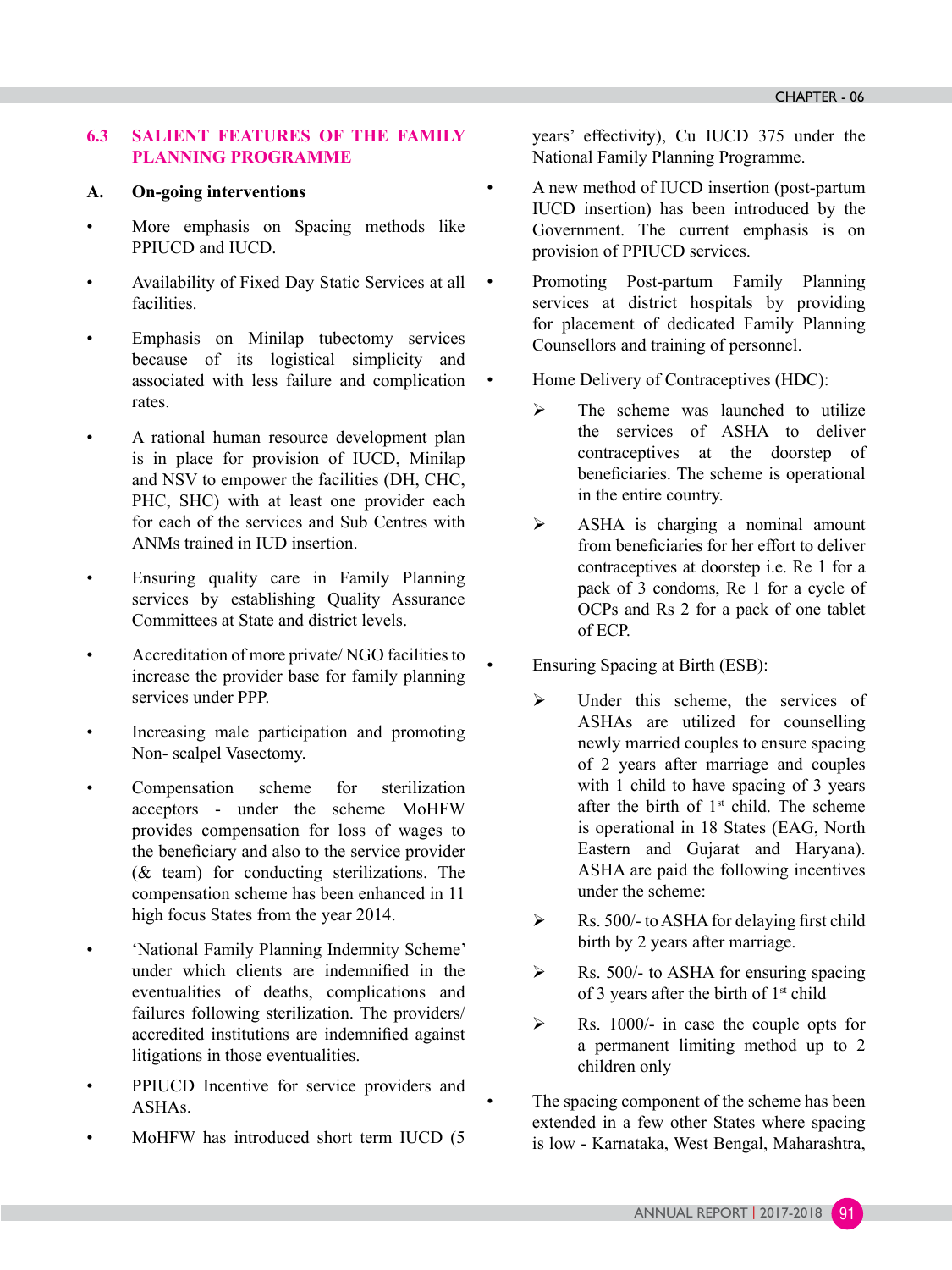## 6.3 SALIENT FEATURES OF THE FAMILY PLANNING PROGRAMME

### A. On-going interventions

- More emphasis on Spacing methods like PPIUCD and IUCD.
- Availability of Fixed Day Static Services at all facilities.
- Emphasis on Minilap tubectomy services because of its logistical simplicity and associated with less failure and complication rates.
- A rational human resource development plan is in place for provision of IUCD, Minilap and NSV to empower the facilities (DH, CHC, PHC, SHC) with at least one provider each for each of the services and Sub Centres with ANMs trained in IUD insertion.
- Ensuring quality care in Family Planning services by establishing Quality Assurance Committees at State and district levels.
- Accreditation of more private/ NGO facilities to increase the provider base for family planning services under PPP.
- Increasing male participation and promoting Non- scalpel Vasectomy.
- Compensation scheme for sterilization acceptors - under the scheme MoHFW provides compensation for loss of wages to the beneficiary and also to the service provider (& team) for conducting sterilizations. The compensation scheme has been enhanced in 11 high focus States from the year 2014.
- 'National Family Planning Indemnity Scheme' under which clients are indemnified in the eventualities of deaths, complications and failures following sterilization. The providers/ accredited institutions are indemnified against litigations in those eventualities.
- PPIUCD Incentive for service providers and ASHAs.
- MoHFW has introduced short term IUCD (5 years' effectivity), Cu IUCD 375 under the National Family Planning Programme.
- A new method of IUCD insertion (post-partum IUCD insertion) has been introduced by the Government. The current emphasis is on provision of PPIUCD services.
- Promoting Post-partum Family Planning services at district hospitals by providing for placement of dedicated Family Planning Counsellors and training of personnel.
- Home Delivery of Contraceptives (HDC):
  - The scheme was launched to utilize the services of ASHA to deliver contraceptives at the doorstep of beneficiaries. The scheme is operational in the entire country.
  - ASHA is charging a nominal amount from beneficiaries for her effort to deliver contraceptives at doorstep i.e. Re 1 for a pack of 3 condoms, Re 1 for a cycle of OCPs and Rs 2 for a pack of one tablet of ECP.
- Ensuring Spacing at Birth (ESB):
  - Under this scheme, the services of ASHAs are utilized for counselling newly married couples to ensure spacing of 2 years after marriage and couples with 1 child to have spacing of 3 years after the birth of 1st child. The scheme is operational in 18 States (EAG, North Eastern and Gujarat and Haryana). ASHA are paid the following incentives under the scheme:
  - Rs. 500/- to ASHA for delaying first child birth by 2 years after marriage.
  - Rs. 500/- to ASHA for ensuring spacing of 3 years after the birth of 1st child
  - Rs. 1000/- in case the couple opts for a permanent limiting method up to 2 children only
- The spacing component of the scheme has been extended in a few other States where spacing is low - Karnataka, West Bengal, Maharashtra,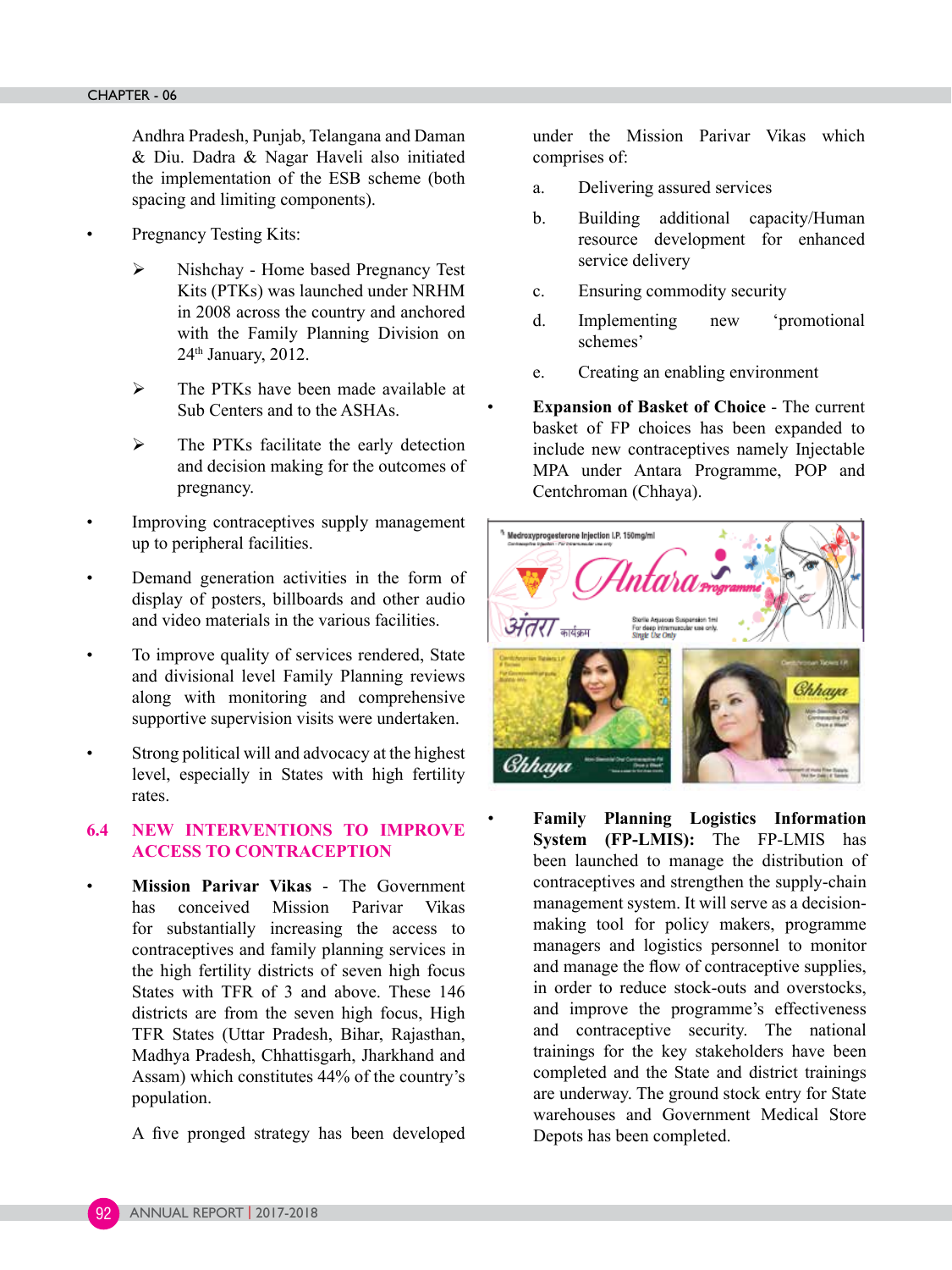Andhra Pradesh, Punjab, Telangana and Daman & Diu. Dadra & Nagar Haveli also initiated the implementation of the ESB scheme (both spacing and limiting components).

- Pregnancy Testing Kits:
  - Nishchay - Home based Pregnancy Test Kits (PTKs) was launched under NRHM in 2008 across the country and anchored with the Family Planning Division on 24th January, 2012.
  - The PTKs have been made available at Sub Centers and to the ASHAs.
  - The PTKs facilitate the early detection and decision making for the outcomes of pregnancy.
- Improving contraceptives supply management up to peripheral facilities.
- Demand generation activities in the form of display of posters, billboards and other audio and video materials in the various facilities.
- To improve quality of services rendered, State and divisional level Family Planning reviews along with monitoring and comprehensive supportive supervision visits were undertaken.
- Strong political will and advocacy at the highest level, especially in States with high fertility rates.

## 6.4 NEW INTERVENTIONS TO IMPROVE ACCESS TO CONTRACEPTION

- **Mission Parivar Vikas** - The Government has conceived Mission Parivar Vikas for substantially increasing the access to contraceptives and family planning services in the high fertility districts of seven high focus States with TFR of 3 and above. These 146 districts are from the seven high focus, High TFR States (Uttar Pradesh, Bihar, Rajasthan, Madhya Pradesh, Chhattisgarh, Jharkhand and Assam) which constitutes 44% of the country's population.

  A five pronged strategy has been developed under the Mission Parivar Vikas which comprises of:

  a. Delivering assured services

  b. Building additional capacity/Human resource development for enhanced service delivery

  c. Ensuring commodity security

  d. Implementing new 'promotional schemes'

  e. Creating an enabling environment

- **Expansion of Basket of Choice** - The current basket of FP choices has been expanded to include new contraceptives namely Injectable MPA under Antara Programme, POP and Centchroman (Chhaya).

- **Family Planning Logistics Information System (FP-LMIS):** The FP-LMIS has been launched to manage the distribution of contraceptives and strengthen the supply-chain management system. It will serve as a decision-making tool for policy makers, programme managers and logistics personnel to monitor and manage the flow of contraceptive supplies, in order to reduce stock-outs and overstocks, and improve the programme's effectiveness and contraceptive security. The national trainings for the key stakeholders have been completed and the State and district trainings are underway. The ground stock entry for State warehouses and Government Medical Store Depots has been completed.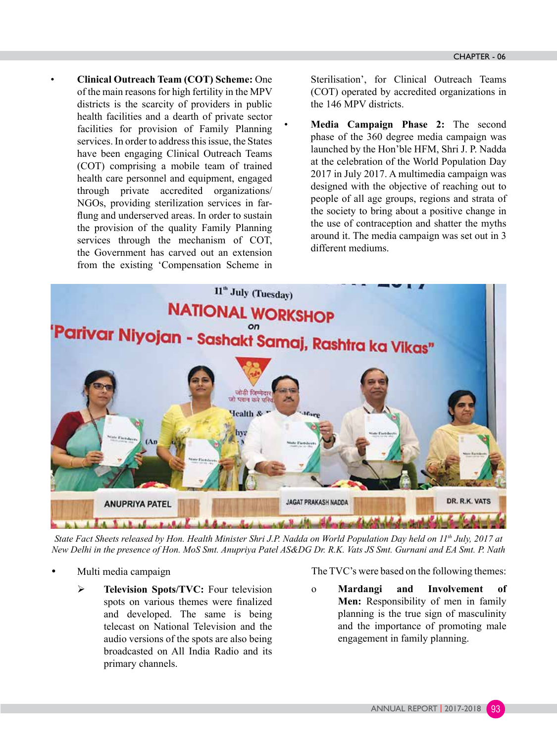- **Clinical Outreach Team (COT) Scheme:** One of the main reasons for high fertility in the MPV districts is the scarcity of providers in public health facilities and a dearth of private sector facilities for provision of Family Planning services. In order to address this issue, the States have been engaging Clinical Outreach Teams (COT) comprising a mobile team of trained health care personnel and equipment, engaged through private accredited organizations/ NGOs, providing sterilization services in far-flung and underserved areas. In order to sustain the provision of the quality Family Planning services through the mechanism of COT, the Government has carved out an extension from the existing 'Compensation Scheme in Sterilisation', for Clinical Outreach Teams (COT) operated by accredited organizations in the 146 MPV districts.

- **Media Campaign Phase 2:** The second phase of the 360 degree media campaign was launched by the Hon'ble HFM, Shri J. P. Nadda at the celebration of the World Population Day 2017 in July 2017. A multimedia campaign was designed with the objective of reaching out to people of all age groups, regions and strata of the society to bring about a positive change in the use of contraception and shatter the myths around it. The media campaign was set out in 3 different mediums.

*State Fact Sheets released by Hon. Health Minister Shri J.P. Nadda on World Population Day held on 11th July, 2017 at New Delhi in the presence of Hon. MoS Smt. Anupriya Patel AS&DG Dr. R.K. Vats JS Smt. Gurnani and EA Smt. P. Nath*

- Multi media campaign

  - **Television Spots/TVC:** Four television spots on various themes were finalized and developed. The same is being telecast on National Television and the audio versions of the spots are also being broadcasted on All India Radio and its primary channels.

The TVC's were based on the following themes:

- **Mardangi and Involvement of Men:** Responsibility of men in family planning is the true sign of masculinity and the importance of promoting male engagement in family planning.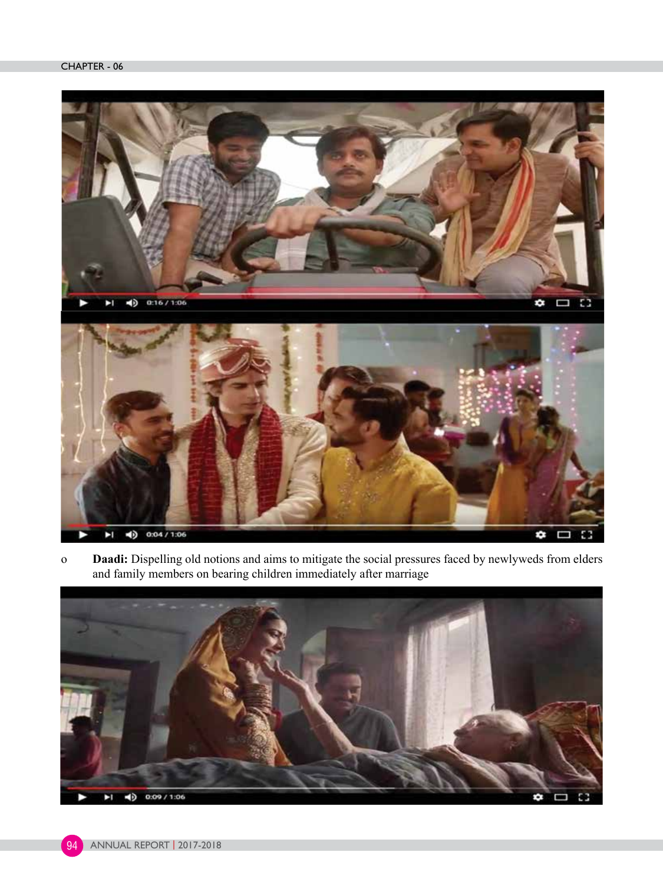- **Daadi:** Dispelling old notions and aims to mitigate the social pressures faced by newlyweds from elders and family members on bearing children immediately after marriage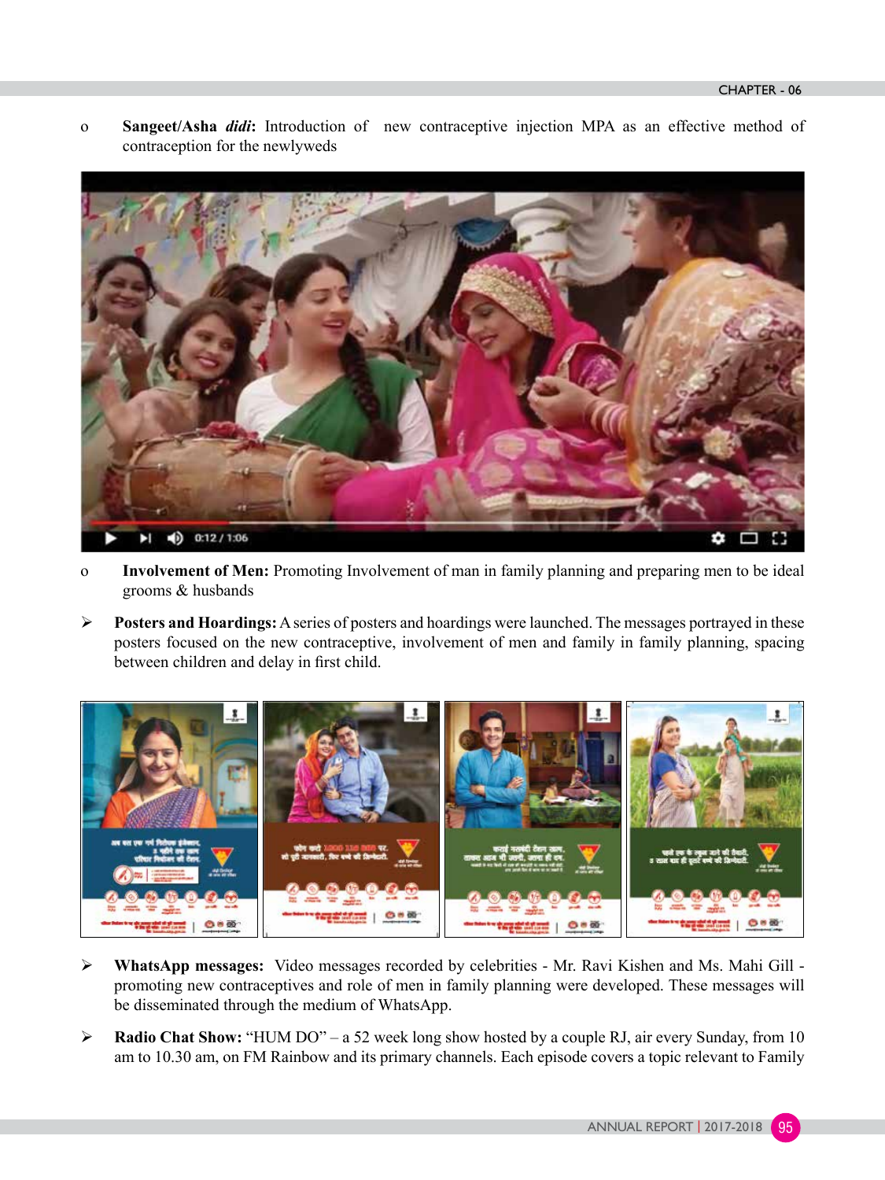- **Sangeet/Asha *didi*:** Introduction of new contraceptive injection MPA as an effective method of contraception for the newlyweds

- **Involvement of Men:** Promoting Involvement of man in family planning and preparing men to be ideal grooms & husbands

➢ **Posters and Hoardings:** A series of posters and hoardings were launched. The messages portrayed in these posters focused on the new contraceptive, involvement of men and family in family planning, spacing between children and delay in first child.

➢ **WhatsApp messages:** Video messages recorded by celebrities - Mr. Ravi Kishen and Ms. Mahi Gill - promoting new contraceptives and role of men in family planning were developed. These messages will be disseminated through the medium of WhatsApp.

➢ **Radio Chat Show:** "HUM DO" – a 52 week long show hosted by a couple RJ, air every Sunday, from 10 am to 10.30 am, on FM Rainbow and its primary channels. Each episode covers a topic relevant to Family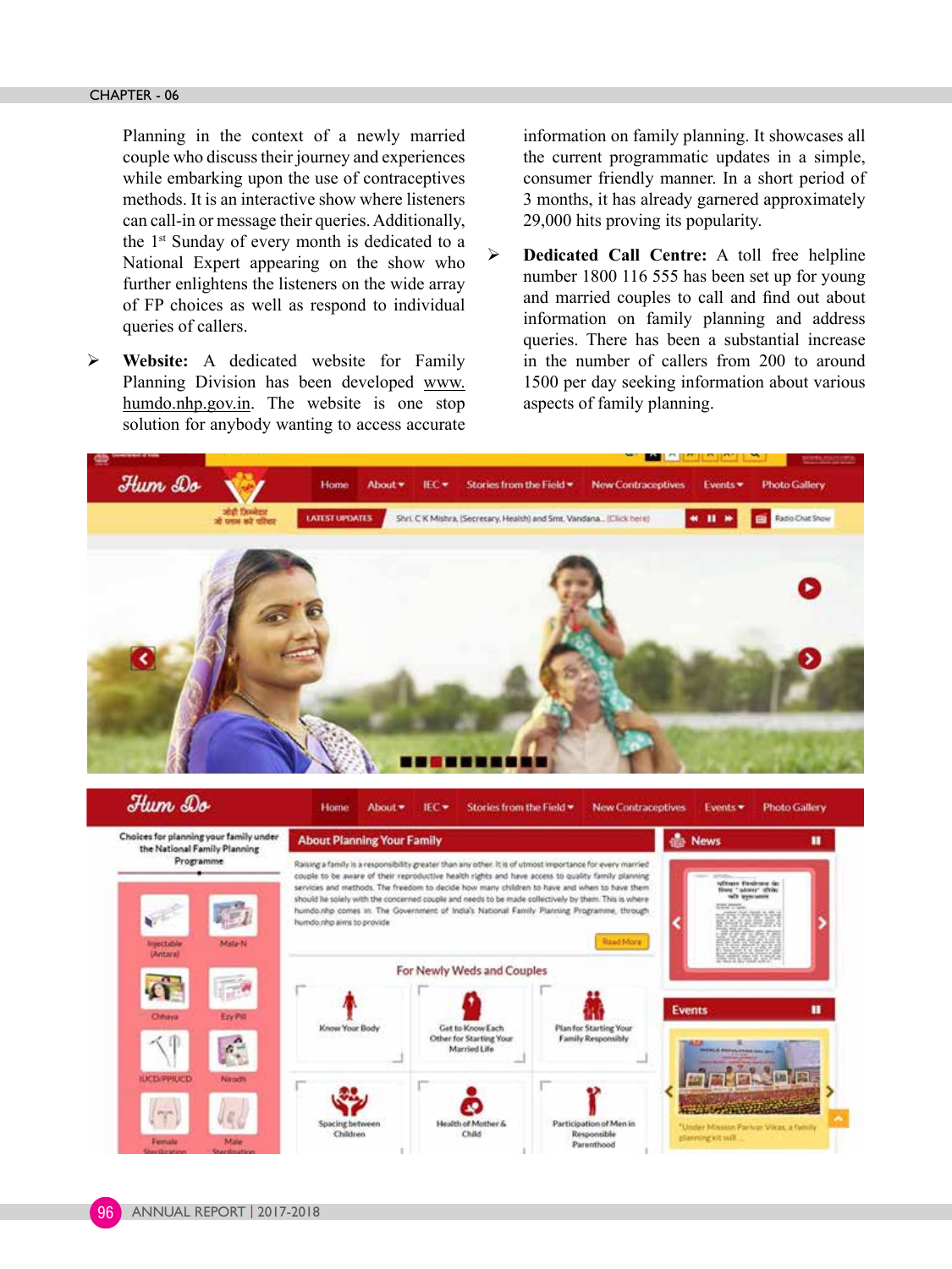Planning in the context of a newly married couple who discuss their journey and experiences while embarking upon the use of contraceptives methods. It is an interactive show where listeners can call-in or message their queries. Additionally, the 1st Sunday of every month is dedicated to a National Expert appearing on the show who further enlightens the listeners on the wide array of FP choices as well as respond to individual queries of callers.

- **Website:** A dedicated website for Family Planning Division has been developed www.humdo.nhp.gov.in. The website is one stop solution for anybody wanting to access accurate information on family planning. It showcases all the current programmatic updates in a simple, consumer friendly manner. In a short period of 3 months, it has already garnered approximately 29,000 hits proving its popularity.

- **Dedicated Call Centre:** A toll free helpline number 1800 116 555 has been set up for young and married couples to call and find out about information on family planning and address queries. There has been a substantial increase in the number of callers from 200 to around 1500 per day seeking information about various aspects of family planning.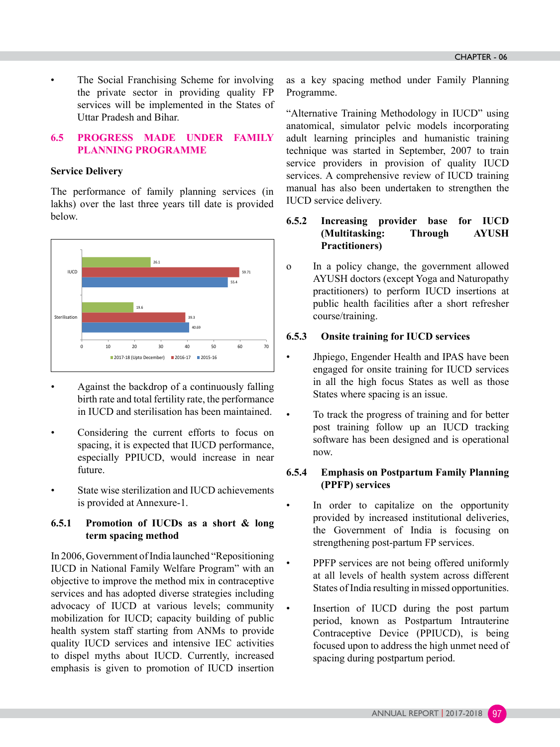- The Social Franchising Scheme for involving the private sector in providing quality FP services will be implemented in the States of Uttar Pradesh and Bihar.

## 6.5 PROGRESS MADE UNDER FAMILY PLANNING PROGRAMME

**Service Delivery**

The performance of family planning services (in lakhs) over the last three years till date is provided below.

| | 2017-18 (Upto December) | 2016-17 | 2015-16 |
|---|---|---|---|
| IUCD | 26.1 | 59.71 | 55.4 |
| Sterilisation | 19.6 | 39.3 | 40.69 |

- Against the backdrop of a continuously falling birth rate and total fertility rate, the performance in IUCD and sterilisation has been maintained.

- Considering the current efforts to focus on spacing, it is expected that IUCD performance, especially PPIUCD, would increase in near future.

- State wise sterilization and IUCD achievements is provided at Annexure-1.

### 6.5.1 Promotion of IUCDs as a short & long term spacing method

In 2006, Government of India launched "Repositioning IUCD in National Family Welfare Program" with an objective to improve the method mix in contraceptive services and has adopted diverse strategies including advocacy of IUCD at various levels; community mobilization for IUCD; capacity building of public health system staff starting from ANMs to provide quality IUCD services and intensive IEC activities to dispel myths about IUCD. Currently, increased emphasis is given to promotion of IUCD insertion as a key spacing method under Family Planning Programme.

"Alternative Training Methodology in IUCD" using anatomical, simulator pelvic models incorporating adult learning principles and humanistic training technique was started in September, 2007 to train service providers in provision of quality IUCD services. A comprehensive review of IUCD training manual has also been undertaken to strengthen the IUCD service delivery.

### 6.5.2 Increasing provider base for IUCD (Multitasking: Through AYUSH Practitioners)

- o In a policy change, the government allowed AYUSH doctors (except Yoga and Naturopathy practitioners) to perform IUCD insertions at public health facilities after a short refresher course/training.

### 6.5.3 Onsite training for IUCD services

- Jhpiego, Engender Health and IPAS have been engaged for onsite training for IUCD services in all the high focus States as well as those States where spacing is an issue.

- To track the progress of training and for better post training follow up an IUCD tracking software has been designed and is operational now.

### 6.5.4 Emphasis on Postpartum Family Planning (PPFP) services

- In order to capitalize on the opportunity provided by increased institutional deliveries, the Government of India is focusing on strengthening post-partum FP services.

- PPFP services are not being offered uniformly at all levels of health system across different States of India resulting in missed opportunities.

- Insertion of IUCD during the post partum period, known as Postpartum Intrauterine Contraceptive Device (PPIUCD), is being focused upon to address the high unmet need of spacing during postpartum period.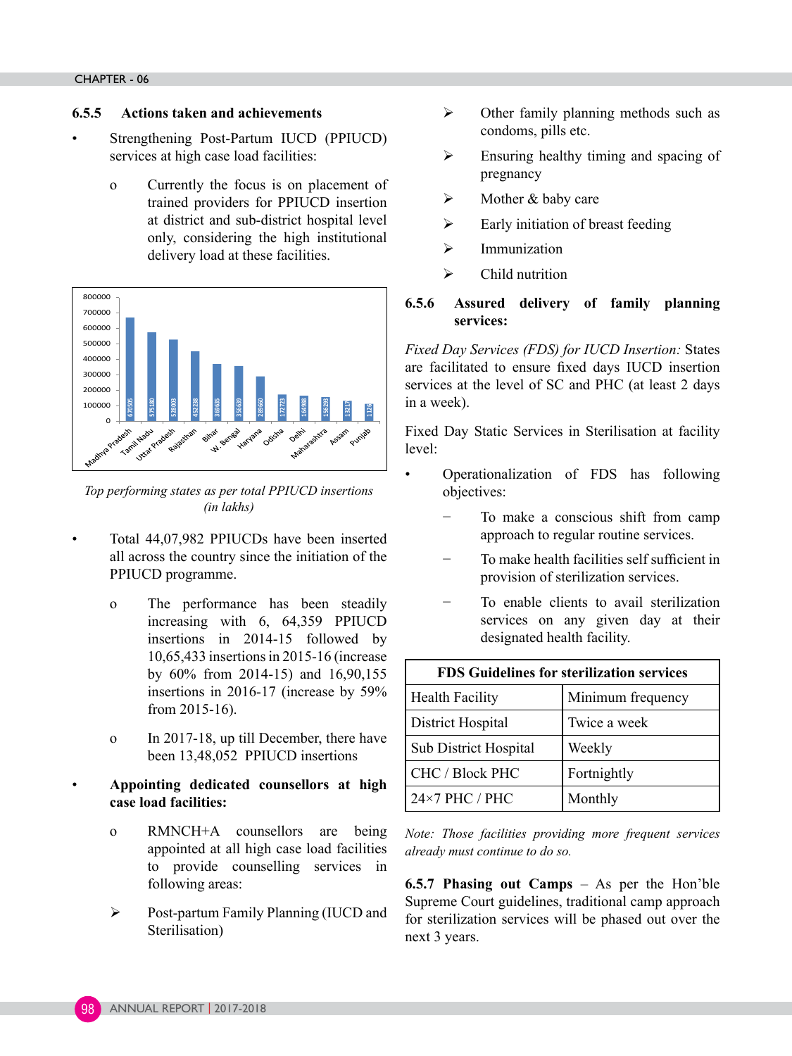### 6.5.5 Actions taken and achievements

- Strengthening Post-Partum IUCD (PPIUCD) services at high case load facilities:
  - o Currently the focus is on placement of trained providers for PPIUCD insertion at district and sub-district hospital level only, considering the high institutional delivery load at these facilities.

| State | PPIUCD insertions |
|---|---|
| Madhya Pradesh | 670505 |
| Tamil Nadu | 575180 |
| Uttar Pradesh | 528003 |
| Rajasthan | 452238 |
| Bihar | 369635 |
| W. Bengal | 356039 |
| Haryana | 289660 |
| Odisha | 172723 |
| Delhi | 164988 |
| Maharashtra | 156293 |
| Assam | 132175 |
| Punjab | 1126 |

*Top performing states as per total PPIUCD insertions (in lakhs)*

- Total 44,07,982 PPIUCDs have been inserted all across the country since the initiation of the PPIUCD programme.
  - o The performance has been steadily increasing with 6, 64,359 PPIUCD insertions in 2014-15 followed by 10,65,433 insertions in 2015-16 (increase by 60% from 2014-15) and 16,90,155 insertions in 2016-17 (increase by 59% from 2015-16).
  - o In 2017-18, up till December, there have been 13,48,052 PPIUCD insertions
- **Appointing dedicated counsellors at high case load facilities:**
  - o RMNCH+A counsellors are being appointed at all high case load facilities to provide counselling services in following areas:
    - ➢ Post-partum Family Planning (IUCD and Sterilisation)
    - ➢ Other family planning methods such as condoms, pills etc.
    - ➢ Ensuring healthy timing and spacing of pregnancy
    - ➢ Mother & baby care
    - ➢ Early initiation of breast feeding
    - ➢ Immunization
    - ➢ Child nutrition

### 6.5.6 Assured delivery of family planning services:

*Fixed Day Services (FDS) for IUCD Insertion:* States are facilitated to ensure fixed days IUCD insertion services at the level of SC and PHC (at least 2 days in a week).

Fixed Day Static Services in Sterilisation at facility level:

- Operationalization of FDS has following objectives:
  - − To make a conscious shift from camp approach to regular routine services.
  - − To make health facilities self sufficient in provision of sterilization services.
  - − To enable clients to avail sterilization services on any given day at their designated health facility.

| **FDS Guidelines for sterilization services** | |
|---|---|
| Health Facility | Minimum frequency |
| District Hospital | Twice a week |
| Sub District Hospital | Weekly |
| CHC / Block PHC | Fortnightly |
| 24×7 PHC / PHC | Monthly |

*Note: Those facilities providing more frequent services already must continue to do so.*

**6.5.7 Phasing out Camps** – As per the Hon'ble Supreme Court guidelines, traditional camp approach for sterilization services will be phased out over the next 3 years.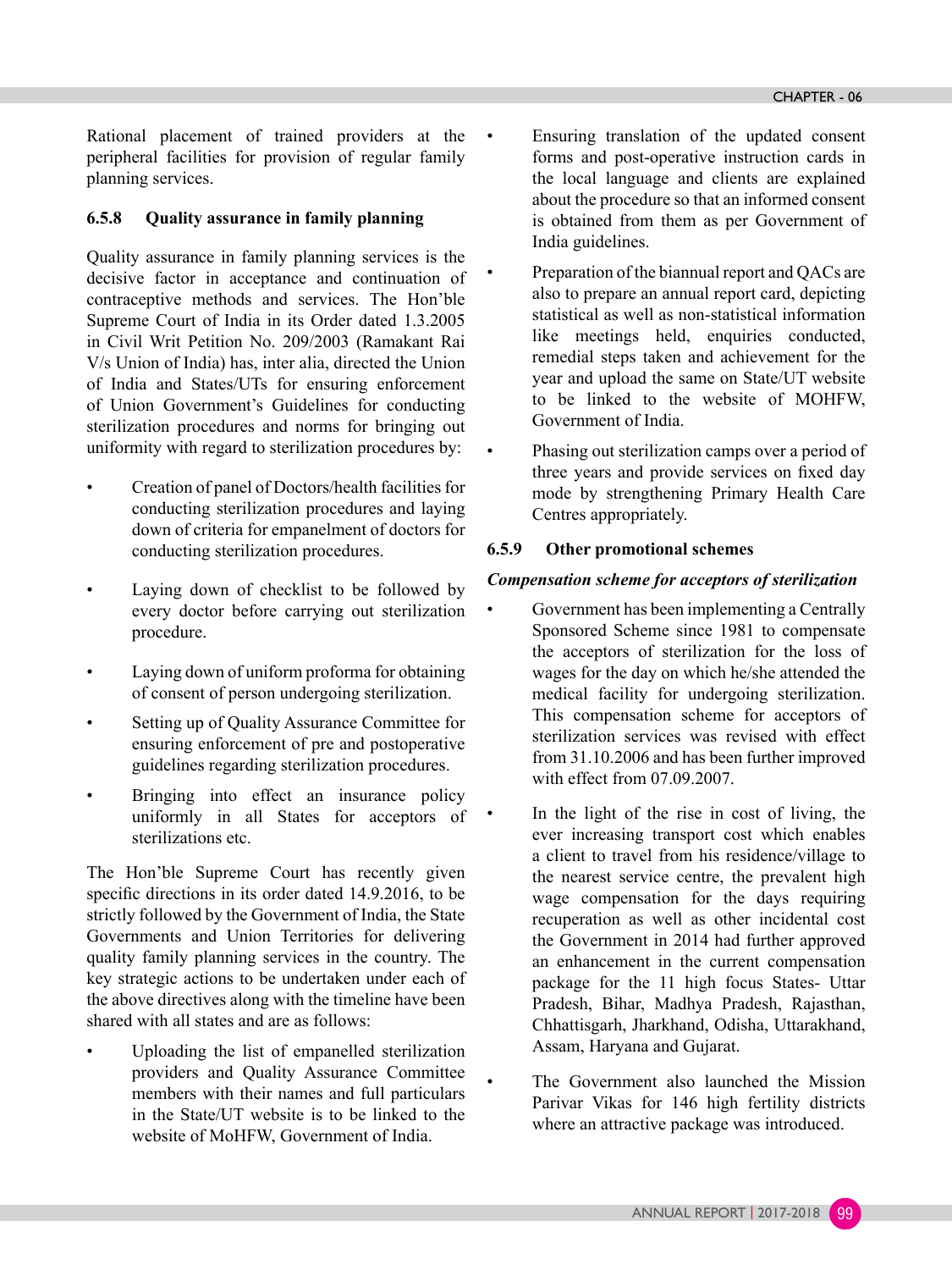Rational placement of trained providers at the peripheral facilities for provision of regular family planning services.

### 6.5.8 Quality assurance in family planning

Quality assurance in family planning services is the decisive factor in acceptance and continuation of contraceptive methods and services. The Hon'ble Supreme Court of India in its Order dated 1.3.2005 in Civil Writ Petition No. 209/2003 (Ramakant Rai V/s Union of India) has, inter alia, directed the Union of India and States/UTs for ensuring enforcement of Union Government's Guidelines for conducting sterilization procedures and norms for bringing out uniformity with regard to sterilization procedures by:

- Creation of panel of Doctors/health facilities for conducting sterilization procedures and laying down of criteria for empanelment of doctors for conducting sterilization procedures.
- Laying down of checklist to be followed by every doctor before carrying out sterilization procedure.
- Laying down of uniform proforma for obtaining of consent of person undergoing sterilization.
- Setting up of Quality Assurance Committee for ensuring enforcement of pre and postoperative guidelines regarding sterilization procedures.
- Bringing into effect an insurance policy uniformly in all States for acceptors of sterilizations etc.

The Hon'ble Supreme Court has recently given specific directions in its order dated 14.9.2016, to be strictly followed by the Government of India, the State Governments and Union Territories for delivering quality family planning services in the country. The key strategic actions to be undertaken under each of the above directives along with the timeline have been shared with all states and are as follows:

- Uploading the list of empanelled sterilization providers and Quality Assurance Committee members with their names and full particulars in the State/UT website is to be linked to the website of MoHFW, Government of India.
- Ensuring translation of the updated consent forms and post-operative instruction cards in the local language and clients are explained about the procedure so that an informed consent is obtained from them as per Government of India guidelines.
- Preparation of the biannual report and QACs are also to prepare an annual report card, depicting statistical as well as non-statistical information like meetings held, enquiries conducted, remedial steps taken and achievement for the year and upload the same on State/UT website to be linked to the website of MOHFW, Government of India.
- Phasing out sterilization camps over a period of three years and provide services on fixed day mode by strengthening Primary Health Care Centres appropriately.

### 6.5.9 Other promotional schemes

***Compensation scheme for acceptors of sterilization***

- Government has been implementing a Centrally Sponsored Scheme since 1981 to compensate the acceptors of sterilization for the loss of wages for the day on which he/she attended the medical facility for undergoing sterilization. This compensation scheme for acceptors of sterilization services was revised with effect from 31.10.2006 and has been further improved with effect from 07.09.2007.
- In the light of the rise in cost of living, the ever increasing transport cost which enables a client to travel from his residence/village to the nearest service centre, the prevalent high wage compensation for the days requiring recuperation as well as other incidental cost the Government in 2014 had further approved an enhancement in the current compensation package for the 11 high focus States- Uttar Pradesh, Bihar, Madhya Pradesh, Rajasthan, Chhattisgarh, Jharkhand, Odisha, Uttarakhand, Assam, Haryana and Gujarat.
- The Government also launched the Mission Parivar Vikas for 146 high fertility districts where an attractive package was introduced.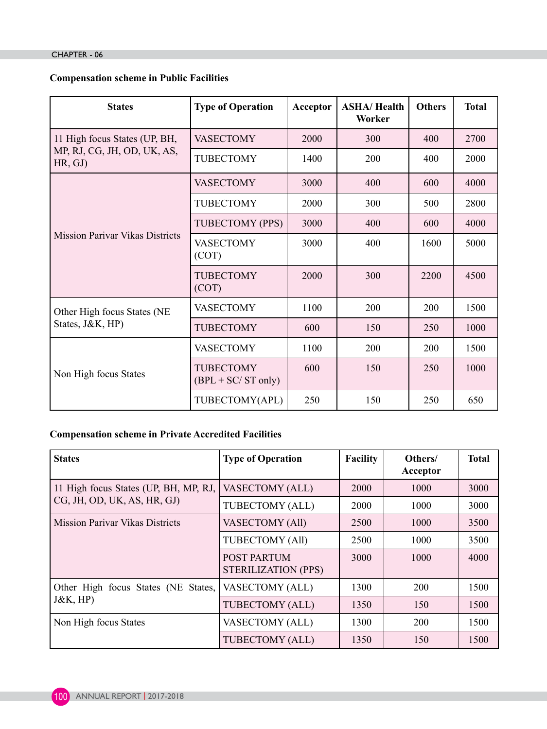**Compensation scheme in Public Facilities**

| States | Type of Operation | Acceptor | ASHA/ Health Worker | Others | Total |
|---|---|---|---|---|---|
| 11 High focus States (UP, BH, MP, RJ, CG, JH, OD, UK, AS, HR, GJ) | VASECTOMY | 2000 | 300 | 400 | 2700 |
| | TUBECTOMY | 1400 | 200 | 400 | 2000 |
| Mission Parivar Vikas Districts | VASECTOMY | 3000 | 400 | 600 | 4000 |
| | TUBECTOMY | 2000 | 300 | 500 | 2800 |
| | TUBECTOMY (PPS) | 3000 | 400 | 600 | 4000 |
| | VASECTOMY (COT) | 3000 | 400 | 1600 | 5000 |
| | TUBECTOMY (COT) | 2000 | 300 | 2200 | 4500 |
| Other High focus States (NE States, J&K, HP) | VASECTOMY | 1100 | 200 | 200 | 1500 |
| | TUBECTOMY | 600 | 150 | 250 | 1000 |
| Non High focus States | VASECTOMY | 1100 | 200 | 200 | 1500 |
| | TUBECTOMY (BPL + SC/ ST only) | 600 | 150 | 250 | 1000 |
| | TUBECTOMY(APL) | 250 | 150 | 250 | 650 |

**Compensation scheme in Private Accredited Facilities**

| States | Type of Operation | Facility | Others/ Acceptor | Total |
|---|---|---|---|---|
| 11 High focus States (UP, BH, MP, RJ, CG, JH, OD, UK, AS, HR, GJ) | VASECTOMY (ALL) | 2000 | 1000 | 3000 |
| | TUBECTOMY (ALL) | 2000 | 1000 | 3000 |
| Mission Parivar Vikas Districts | VASECTOMY (All) | 2500 | 1000 | 3500 |
| | TUBECTOMY (All) | 2500 | 1000 | 3500 |
| | POST PARTUM STERILIZATION (PPS) | 3000 | 1000 | 4000 |
| Other High focus States (NE States, J&K, HP) | VASECTOMY (ALL) | 1300 | 200 | 1500 |
| | TUBECTOMY (ALL) | 1350 | 150 | 1500 |
| Non High focus States | VASECTOMY (ALL) | 1300 | 200 | 1500 |
| | TUBECTOMY (ALL) | 1350 | 150 | 1500 |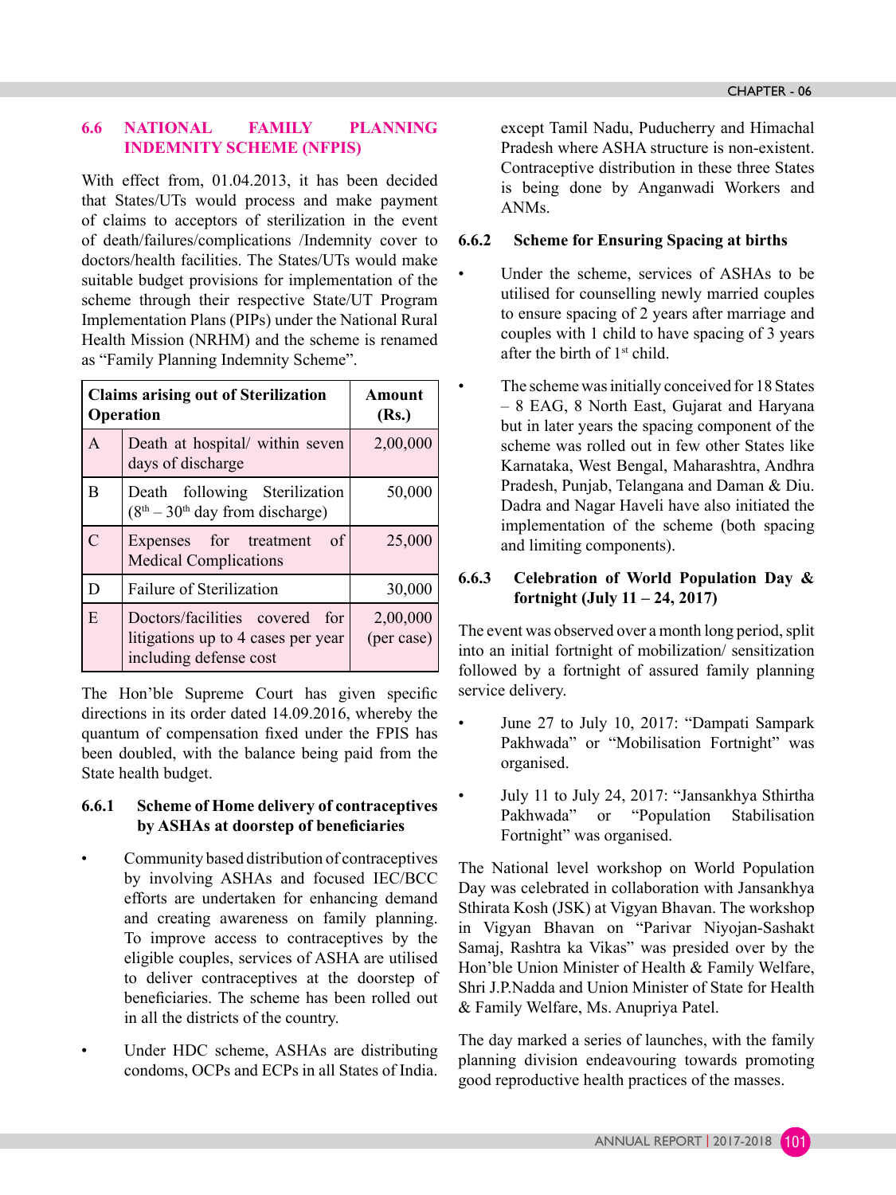## 6.6 NATIONAL FAMILY PLANNING INDEMNITY SCHEME (NFPIS)

With effect from, 01.04.2013, it has been decided that States/UTs would process and make payment of claims to acceptors of sterilization in the event of death/failures/complications /Indemnity cover to doctors/health facilities. The States/UTs would make suitable budget provisions for implementation of the scheme through their respective State/UT Program Implementation Plans (PIPs) under the National Rural Health Mission (NRHM) and the scheme is renamed as "Family Planning Indemnity Scheme".

| Claims arising out of Sterilization Operation | | Amount (Rs.) |
|---|---|---|
| A | Death at hospital/ within seven days of discharge | 2,00,000 |
| B | Death following Sterilization ($8^{th}$ – $30^{th}$ day from discharge) | 50,000 |
| C | Expenses for treatment of Medical Complications | 25,000 |
| D | Failure of Sterilization | 30,000 |
| E | Doctors/facilities covered for litigations up to 4 cases per year including defense cost | 2,00,000 (per case) |

The Hon'ble Supreme Court has given specific directions in its order dated 14.09.2016, whereby the quantum of compensation fixed under the FPIS has been doubled, with the balance being paid from the State health budget.

### 6.6.1 Scheme of Home delivery of contraceptives by ASHAs at doorstep of beneficiaries

- Community based distribution of contraceptives by involving ASHAs and focused IEC/BCC efforts are undertaken for enhancing demand and creating awareness on family planning. To improve access to contraceptives by the eligible couples, services of ASHA are utilised to deliver contraceptives at the doorstep of beneficiaries. The scheme has been rolled out in all the districts of the country.
- Under HDC scheme, ASHAs are distributing condoms, OCPs and ECPs in all States of India, except Tamil Nadu, Puducherry and Himachal Pradesh where ASHA structure is non-existent. Contraceptive distribution in these three States is being done by Anganwadi Workers and ANMs.

### 6.6.2 Scheme for Ensuring Spacing at births

- Under the scheme, services of ASHAs to be utilised for counselling newly married couples to ensure spacing of 2 years after marriage and couples with 1 child to have spacing of 3 years after the birth of $1^{st}$ child.
- The scheme was initially conceived for 18 States – 8 EAG, 8 North East, Gujarat and Haryana but in later years the spacing component of the scheme was rolled out in few other States like Karnataka, West Bengal, Maharashtra, Andhra Pradesh, Punjab, Telangana and Daman & Diu. Dadra and Nagar Haveli have also initiated the implementation of the scheme (both spacing and limiting components).

### 6.6.3 Celebration of World Population Day & fortnight (July 11 – 24, 2017)

The event was observed over a month long period, split into an initial fortnight of mobilization/ sensitization followed by a fortnight of assured family planning service delivery.

- June 27 to July 10, 2017: "Dampati Sampark Pakhwada" or "Mobilisation Fortnight" was organised.
- July 11 to July 24, 2017: "Jansankhya Sthirtha Pakhwada" or "Population Stabilisation Fortnight" was organised.

The National level workshop on World Population Day was celebrated in collaboration with Jansankhya Sthirata Kosh (JSK) at Vigyan Bhavan. The workshop in Vigyan Bhavan on "Parivar Niyojan-Sashakt Samaj, Rashtra ka Vikas" was presided over by the Hon'ble Union Minister of Health & Family Welfare, Shri J.P.Nadda and Union Minister of State for Health & Family Welfare, Ms. Anupriya Patel.

The day marked a series of launches, with the family planning division endeavouring towards promoting good reproductive health practices of the masses.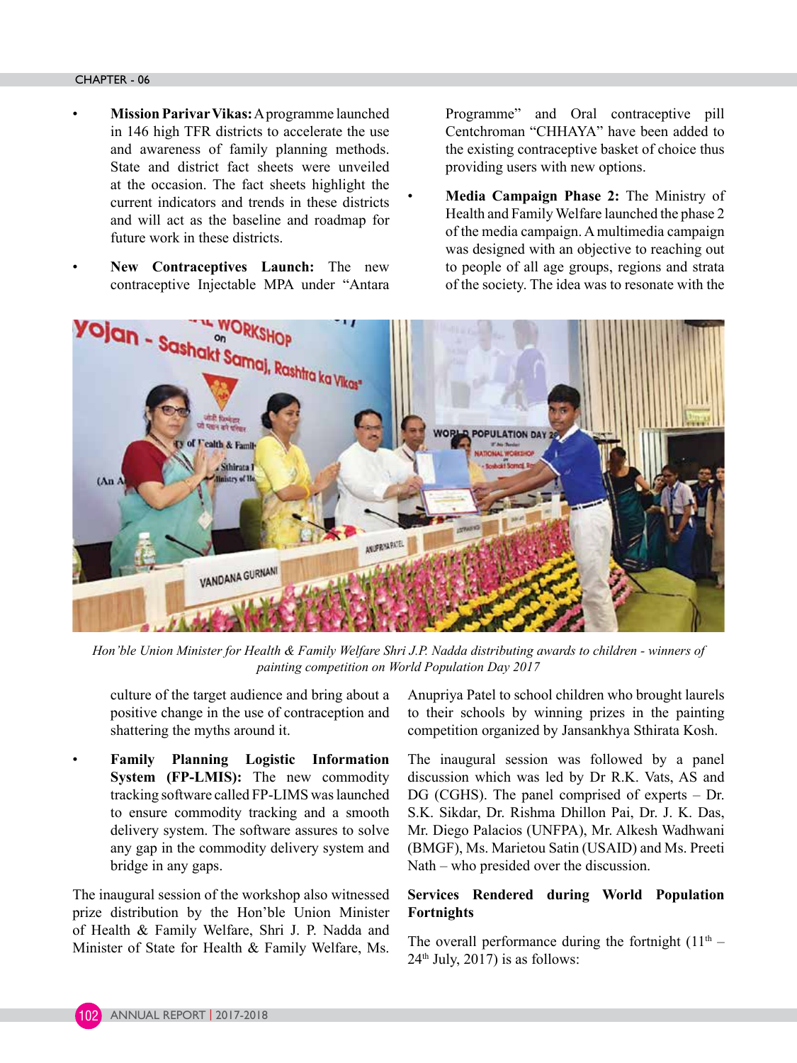- **Mission Parivar Vikas:** A programme launched in 146 high TFR districts to accelerate the use and awareness of family planning methods. State and district fact sheets were unveiled at the occasion. The fact sheets highlight the current indicators and trends in these districts and will act as the baseline and roadmap for future work in these districts.

- **New Contraceptives Launch:** The new contraceptive Injectable MPA under "Antara Programme" and Oral contraceptive pill Centchroman "CHHAYA" have been added to the existing contraceptive basket of choice thus providing users with new options.

- **Media Campaign Phase 2:** The Ministry of Health and Family Welfare launched the phase 2 of the media campaign. A multimedia campaign was designed with an objective to reaching out to people of all age groups, regions and strata of the society. The idea was to resonate with the culture of the target audience and bring about a positive change in the use of contraception and shattering the myths around it.

- **Family Planning Logistic Information System (FP-LMIS):** The new commodity tracking software called FP-LIMS was launched to ensure commodity tracking and a smooth delivery system. The software assures to solve any gap in the commodity delivery system and bridge in any gaps.

*Hon'ble Union Minister for Health & Family Welfare Shri J.P. Nadda distributing awards to children - winners of painting competition on World Population Day 2017*

The inaugural session of the workshop also witnessed prize distribution by the Hon'ble Union Minister of Health & Family Welfare, Shri J. P. Nadda and Minister of State for Health & Family Welfare, Ms. Anupriya Patel to school children who brought laurels to their schools by winning prizes in the painting competition organized by Jansankhya Sthirata Kosh.

The inaugural session was followed by a panel discussion which was led by Dr R.K. Vats, AS and DG (CGHS). The panel comprised of experts – Dr. S.K. Sikdar, Dr. Rishma Dhillon Pai, Dr. J. K. Das, Mr. Diego Palacios (UNFPA), Mr. Alkesh Wadhwani (BMGF), Ms. Marietou Satin (USAID) and Ms. Preeti Nath – who presided over the discussion.

**Services Rendered during World Population Fortnights**

The overall performance during the fortnight (11th – 24th July, 2017) is as follows: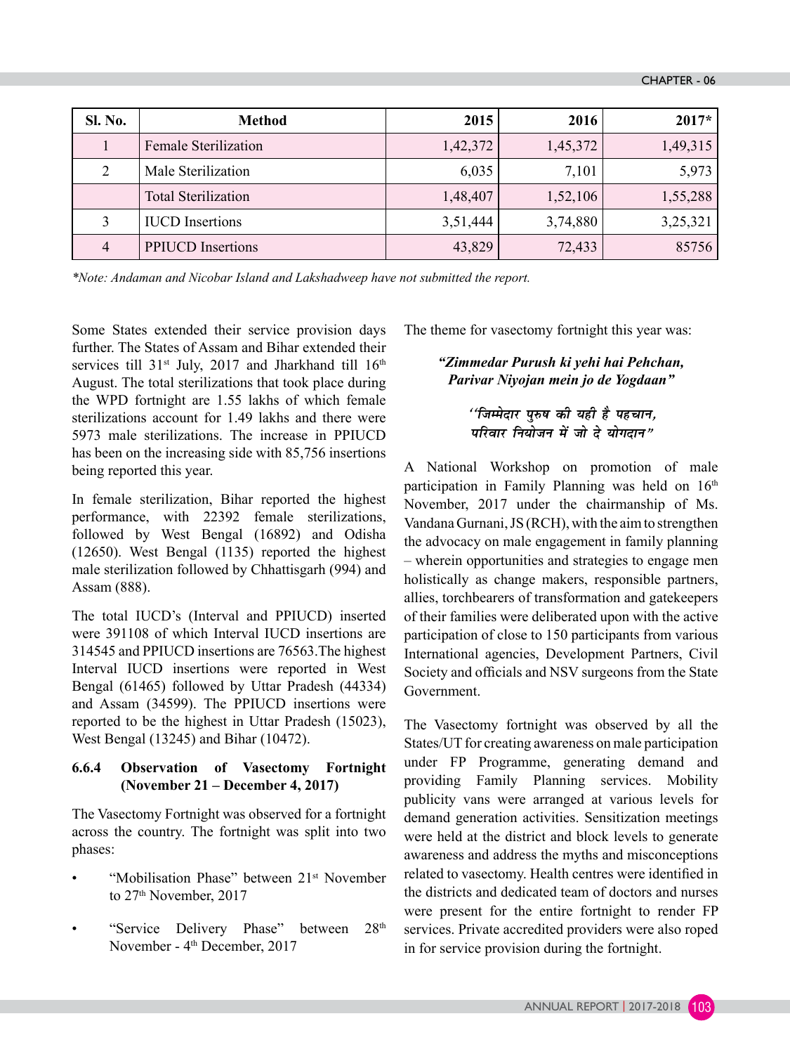| Sl. No. | Method | 2015 | 2016 | 2017* |
|---|---|---|---|---|
| 1 | Female Sterilization | 1,42,372 | 1,45,372 | 1,49,315 |
| 2 | Male Sterilization | 6,035 | 7,101 | 5,973 |
| | Total Sterilization | 1,48,407 | 1,52,106 | 1,55,288 |
| 3 | IUCD Insertions | 3,51,444 | 3,74,880 | 3,25,321 |
| 4 | PPIUCD Insertions | 43,829 | 72,433 | 85756 |

*\*Note: Andaman and Nicobar Island and Lakshadweep have not submitted the report.*

Some States extended their service provision days further. The States of Assam and Bihar extended their services till 31st July, 2017 and Jharkhand till 16th August. The total sterilizations that took place during the WPD fortnight are 1.55 lakhs of which female sterilizations account for 1.49 lakhs and there were 5973 male sterilizations. The increase in PPIUCD has been on the increasing side with 85,756 insertions being reported this year.

In female sterilization, Bihar reported the highest performance, with 22392 female sterilizations, followed by West Bengal (16892) and Odisha (12650). West Bengal (1135) reported the highest male sterilization followed by Chhattisgarh (994) and Assam (888).

The total IUCD's (Interval and PPIUCD) inserted were 391108 of which Interval IUCD insertions are 314545 and PPIUCD insertions are 76563.The highest Interval IUCD insertions were reported in West Bengal (61465) followed by Uttar Pradesh (44334) and Assam (34599). The PPIUCD insertions were reported to be the highest in Uttar Pradesh (15023), West Bengal (13245) and Bihar (10472).

### 6.6.4 Observation of Vasectomy Fortnight (November 21 – December 4, 2017)

The Vasectomy Fortnight was observed for a fortnight across the country. The fortnight was split into two phases:

- "Mobilisation Phase" between 21st November to 27th November, 2017
- "Service Delivery Phase" between 28th November - 4th December, 2017

The theme for vasectomy fortnight this year was:

***"Zimmedar Purush ki yehi hai Pehchan, Parivar Niyojan mein jo de Yogdaan"***

*''जिम्मेदार पुरुष की यही है पहचान, परिवार नियोजन में जो दे योगदान''*

A National Workshop on promotion of male participation in Family Planning was held on 16th November, 2017 under the chairmanship of Ms. Vandana Gurnani, JS (RCH), with the aim to strengthen the advocacy on male engagement in family planning – wherein opportunities and strategies to engage men holistically as change makers, responsible partners, allies, torchbearers of transformation and gatekeepers of their families were deliberated upon with the active participation of close to 150 participants from various International agencies, Development Partners, Civil Society and officials and NSV surgeons from the State Government.

The Vasectomy fortnight was observed by all the States/UT for creating awareness on male participation under FP Programme, generating demand and providing Family Planning services. Mobility publicity vans were arranged at various levels for demand generation activities. Sensitization meetings were held at the district and block levels to generate awareness and address the myths and misconceptions related to vasectomy. Health centres were identified in the districts and dedicated team of doctors and nurses were present for the entire fortnight to render FP services. Private accredited providers were also roped in for service provision during the fortnight.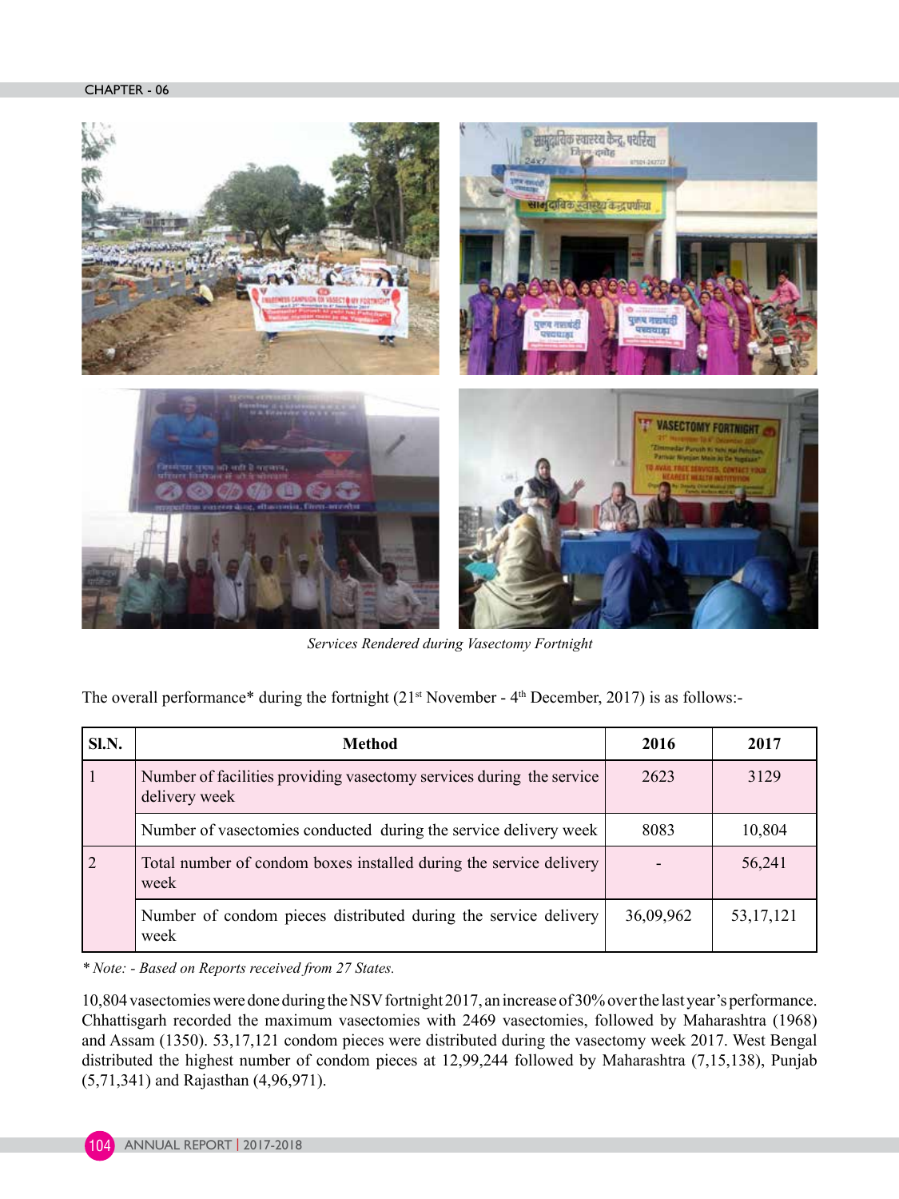*Services Rendered during Vasectomy Fortnight*

The overall performance* during the fortnight (21st November - 4th December, 2017) is as follows:-

| Sl.N. | Method | 2016 | 2017 |
|---|---|---|---|
| 1 | Number of facilities providing vasectomy services during the service delivery week | 2623 | 3129 |
| | Number of vasectomies conducted during the service delivery week | 8083 | 10,804 |
| 2 | Total number of condom boxes installed during the service delivery week | - | 56,241 |
| | Number of condom pieces distributed during the service delivery week | 36,09,962 | 53,17,121 |

*\* Note: - Based on Reports received from 27 States.*

10,804 vasectomies were done during the NSV fortnight 2017, an increase of 30% over the last year's performance. Chhattisgarh recorded the maximum vasectomies with 2469 vasectomies, followed by Maharashtra (1968) and Assam (1350). 53,17,121 condom pieces were distributed during the vasectomy week 2017. West Bengal distributed the highest number of condom pieces at 12,99,244 followed by Maharashtra (7,15,138), Punjab (5,71,341) and Rajasthan (4,96,971).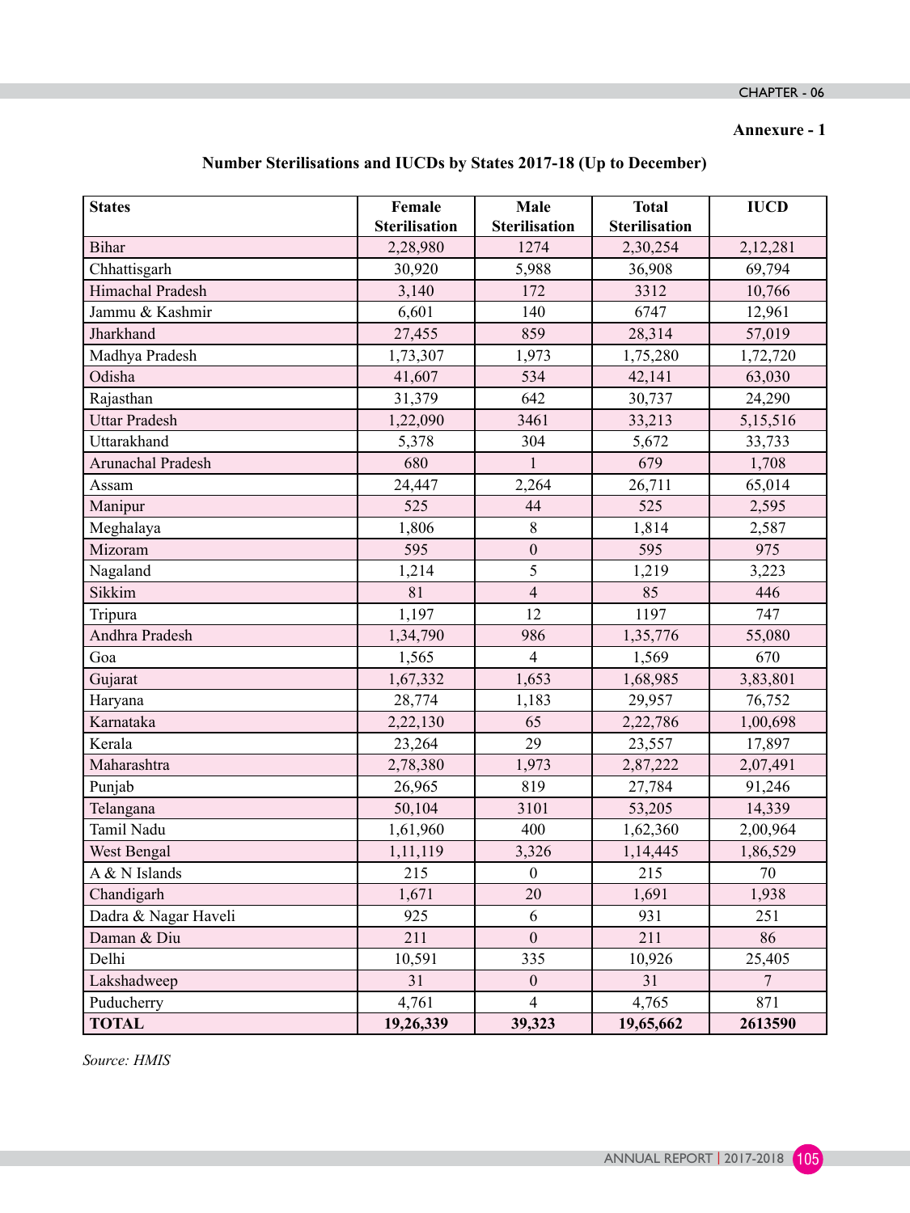**Annexure - 1**

## Number Sterilisations and IUCDs by States 2017-18 (Up to December)

| States | Female Sterilisation | Male Sterilisation | Total Sterilisation | IUCD |
|---|---|---|---|---|
| Bihar | 2,28,980 | 1274 | 2,30,254 | 2,12,281 |
| Chhattisgarh | 30,920 | 5,988 | 36,908 | 69,794 |
| Himachal Pradesh | 3,140 | 172 | 3312 | 10,766 |
| Jammu & Kashmir | 6,601 | 140 | 6747 | 12,961 |
| Jharkhand | 27,455 | 859 | 28,314 | 57,019 |
| Madhya Pradesh | 1,73,307 | 1,973 | 1,75,280 | 1,72,720 |
| Odisha | 41,607 | 534 | 42,141 | 63,030 |
| Rajasthan | 31,379 | 642 | 30,737 | 24,290 |
| Uttar Pradesh | 1,22,090 | 3461 | 33,213 | 5,15,516 |
| Uttarakhand | 5,378 | 304 | 5,672 | 33,733 |
| Arunachal Pradesh | 680 | 1 | 679 | 1,708 |
| Assam | 24,447 | 2,264 | 26,711 | 65,014 |
| Manipur | 525 | 44 | 525 | 2,595 |
| Meghalaya | 1,806 | 8 | 1,814 | 2,587 |
| Mizoram | 595 | 0 | 595 | 975 |
| Nagaland | 1,214 | 5 | 1,219 | 3,223 |
| Sikkim | 81 | 4 | 85 | 446 |
| Tripura | 1,197 | 12 | 1197 | 747 |
| Andhra Pradesh | 1,34,790 | 986 | 1,35,776 | 55,080 |
| Goa | 1,565 | 4 | 1,569 | 670 |
| Gujarat | 1,67,332 | 1,653 | 1,68,985 | 3,83,801 |
| Haryana | 28,774 | 1,183 | 29,957 | 76,752 |
| Karnataka | 2,22,130 | 65 | 2,22,786 | 1,00,698 |
| Kerala | 23,264 | 29 | 23,557 | 17,897 |
| Maharashtra | 2,78,380 | 1,973 | 2,87,222 | 2,07,491 |
| Punjab | 26,965 | 819 | 27,784 | 91,246 |
| Telangana | 50,104 | 3101 | 53,205 | 14,339 |
| Tamil Nadu | 1,61,960 | 400 | 1,62,360 | 2,00,964 |
| West Bengal | 1,11,119 | 3,326 | 1,14,445 | 1,86,529 |
| A & N Islands | 215 | 0 | 215 | 70 |
| Chandigarh | 1,671 | 20 | 1,691 | 1,938 |
| Dadra & Nagar Haveli | 925 | 6 | 931 | 251 |
| Daman & Diu | 211 | 0 | 211 | 86 |
| Delhi | 10,591 | 335 | 10,926 | 25,405 |
| Lakshadweep | 31 | 0 | 31 | 7 |
| Puducherry | 4,761 | 4 | 4,765 | 871 |
| **TOTAL** | **19,26,339** | **39,323** | **19,65,662** | **2613590** |

*Source: HMIS*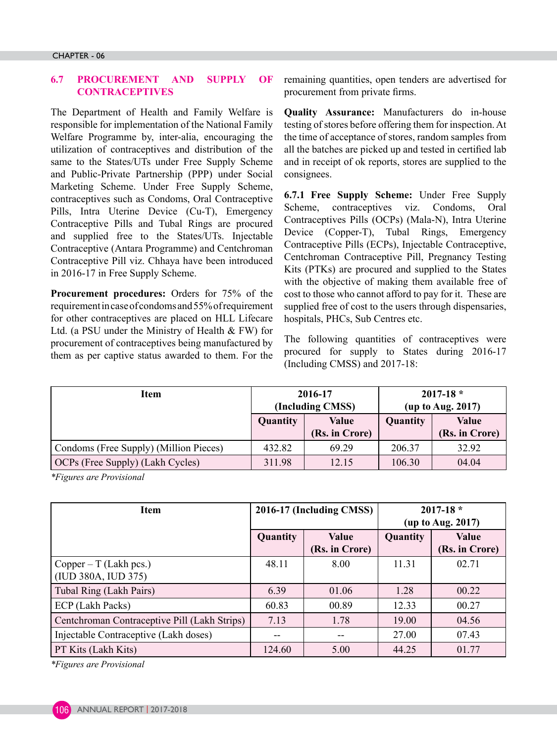## 6.7 PROCUREMENT AND SUPPLY OF CONTRACEPTIVES

The Department of Health and Family Welfare is responsible for implementation of the National Family Welfare Programme by, inter-alia, encouraging the utilization of contraceptives and distribution of the same to the States/UTs under Free Supply Scheme and Public-Private Partnership (PPP) under Social Marketing Scheme. Under Free Supply Scheme, contraceptives such as Condoms, Oral Contraceptive Pills, Intra Uterine Device (Cu-T), Emergency Contraceptive Pills and Tubal Rings are procured and supplied free to the States/UTs. Injectable Contraceptive (Antara Programme) and Centchroman Contraceptive Pill viz. Chhaya have been introduced in 2016-17 in Free Supply Scheme.

**Procurement procedures:** Orders for 75% of the requirement in case of condoms and 55% of requirement for other contraceptives are placed on HLL Lifecare Ltd. (a PSU under the Ministry of Health & FW) for procurement of contraceptives being manufactured by them as per captive status awarded to them. For the remaining quantities, open tenders are advertised for procurement from private firms.

**Quality Assurance:** Manufacturers do in-house testing of stores before offering them for inspection. At the time of acceptance of stores, random samples from all the batches are picked up and tested in certified lab and in receipt of ok reports, stores are supplied to the consignees.

**6.7.1 Free Supply Scheme:** Under Free Supply Scheme, contraceptives viz. Condoms, Oral Contraceptives Pills (OCPs) (Mala-N), Intra Uterine Device (Copper-T), Tubal Rings, Emergency Contraceptive Pills (ECPs), Injectable Contraceptive, Centchroman Contraceptive Pill, Pregnancy Testing Kits (PTKs) are procured and supplied to the States with the objective of making them available free of cost to those who cannot afford to pay for it. These are supplied free of cost to the users through dispensaries, hospitals, PHCs, Sub Centres etc.

The following quantities of contraceptives were procured for supply to States during 2016-17 (Including CMSS) and 2017-18:

| Item | 2016-17 (Including CMSS) | | 2017-18 * (up to Aug. 2017) | |
|---|---|---|---|---|
| | Quantity | Value (Rs. in Crore) | Quantity | Value (Rs. in Crore) |
| Condoms (Free Supply) (Million Pieces) | 432.82 | 69.29 | 206.37 | 32.92 |
| OCPs (Free Supply) (Lakh Cycles) | 311.98 | 12.15 | 106.30 | 04.04 |

*\*Figures are Provisional*

| Item | 2016-17 (Including CMSS) | | 2017-18 * (up to Aug. 2017) | |
|---|---|---|---|---|
| | Quantity | Value (Rs. in Crore) | Quantity | Value (Rs. in Crore) |
| Copper – T (Lakh pcs.) (IUD 380A, IUD 375) | 48.11 | 8.00 | 11.31 | 02.71 |
| Tubal Ring (Lakh Pairs) | 6.39 | 01.06 | 1.28 | 00.22 |
| ECP (Lakh Packs) | 60.83 | 00.89 | 12.33 | 00.27 |
| Centchroman Contraceptive Pill (Lakh Strips) | 7.13 | 1.78 | 19.00 | 04.56 |
| Injectable Contraceptive (Lakh doses) | -- | -- | 27.00 | 07.43 |
| PT Kits (Lakh Kits) | 124.60 | 5.00 | 44.25 | 01.77 |

*\*Figures are Provisional*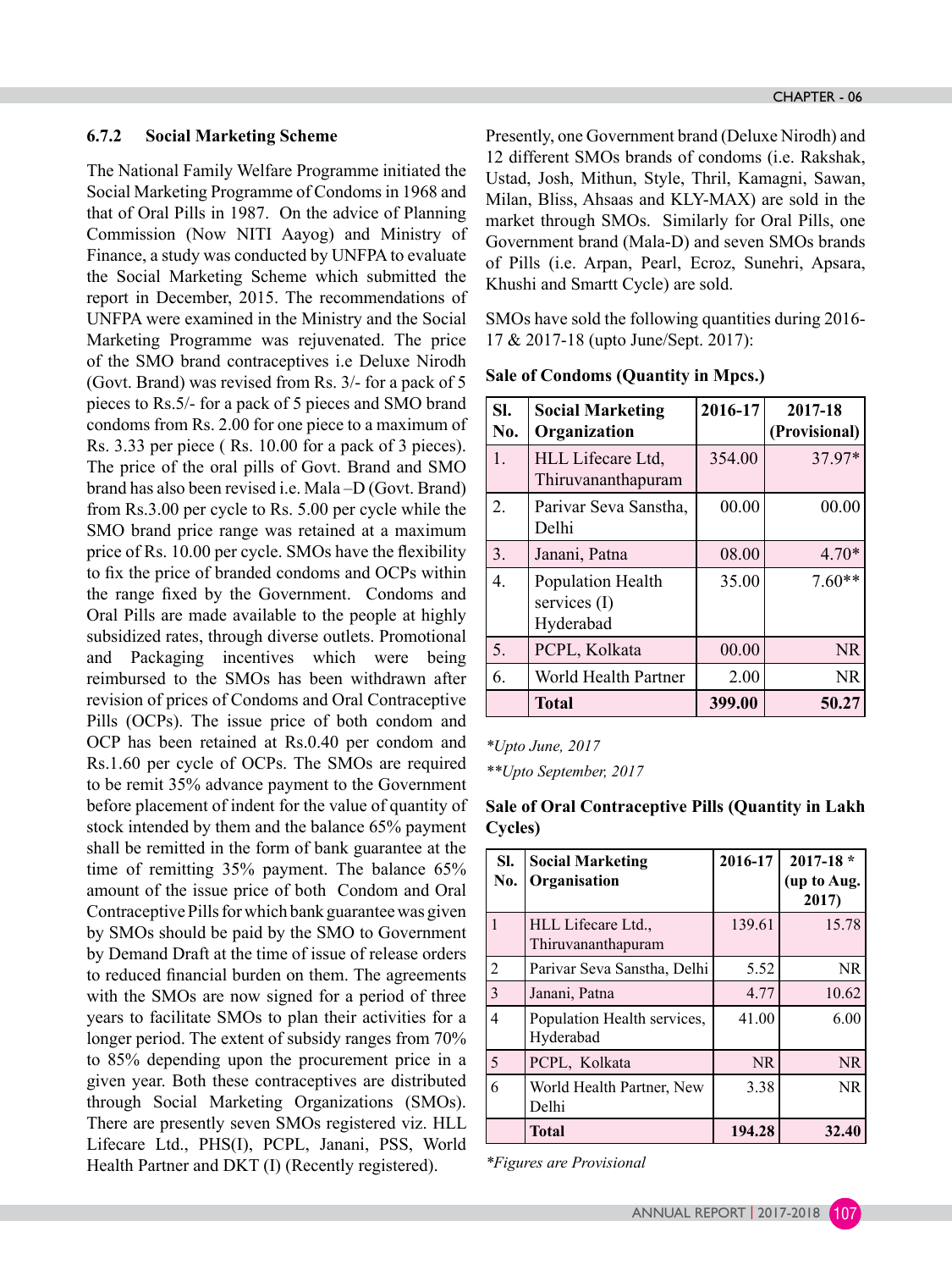### 6.7.2 Social Marketing Scheme

The National Family Welfare Programme initiated the Social Marketing Programme of Condoms in 1968 and that of Oral Pills in 1987. On the advice of Planning Commission (Now NITI Aayog) and Ministry of Finance, a study was conducted by UNFPA to evaluate the Social Marketing Scheme which submitted the report in December, 2015. The recommendations of UNFPA were examined in the Ministry and the Social Marketing Programme was rejuvenated. The price of the SMO brand contraceptives i.e Deluxe Nirodh (Govt. Brand) was revised from Rs. 3/- for a pack of 5 pieces to Rs.5/- for a pack of 5 pieces and SMO brand condoms from Rs. 2.00 for one piece to a maximum of Rs. 3.33 per piece ( Rs. 10.00 for a pack of 3 pieces). The price of the oral pills of Govt. Brand and SMO brand has also been revised i.e. Mala –D (Govt. Brand) from Rs.3.00 per cycle to Rs. 5.00 per cycle while the SMO brand price range was retained at a maximum price of Rs. 10.00 per cycle. SMOs have the flexibility to fix the price of branded condoms and OCPs within the range fixed by the Government. Condoms and Oral Pills are made available to the people at highly subsidized rates, through diverse outlets. Promotional and Packaging incentives which were being reimbursed to the SMOs has been withdrawn after revision of prices of Condoms and Oral Contraceptive Pills (OCPs). The issue price of both condom and OCP has been retained at Rs.0.40 per condom and Rs.1.60 per cycle of OCPs. The SMOs are required to be remit 35% advance payment to the Government before placement of indent for the value of quantity of stock intended by them and the balance 65% payment shall be remitted in the form of bank guarantee at the time of remitting 35% payment. The balance 65% amount of the issue price of both Condom and Oral Contraceptive Pills for which bank guarantee was given by SMOs should be paid by the SMO to Government by Demand Draft at the time of issue of release orders to reduced financial burden on them. The agreements with the SMOs are now signed for a period of three years to facilitate SMOs to plan their activities for a longer period. The extent of subsidy ranges from 70% to 85% depending upon the procurement price in a given year. Both these contraceptives are distributed through Social Marketing Organizations (SMOs). There are presently seven SMOs registered viz. HLL Lifecare Ltd., PHS(I), PCPL, Janani, PSS, World Health Partner and DKT (I) (Recently registered).

Presently, one Government brand (Deluxe Nirodh) and 12 different SMOs brands of condoms (i.e. Rakshak, Ustad, Josh, Mithun, Style, Thril, Kamagni, Sawan, Milan, Bliss, Ahsaas and KLY-MAX) are sold in the market through SMOs. Similarly for Oral Pills, one Government brand (Mala-D) and seven SMOs brands of Pills (i.e. Arpan, Pearl, Ecroz, Sunehri, Apsara, Khushi and Smartt Cycle) are sold.

SMOs have sold the following quantities during 2016-17 & 2017-18 (upto June/Sept. 2017):

**Sale of Condoms (Quantity in Mpcs.)**

| Sl. No. | Social Marketing Organization | 2016-17 | 2017-18 (Provisional) |
|---|---|---|---|
| 1. | HLL Lifecare Ltd, Thiruvananthapuram | 354.00 | 37.97* |
| 2. | Parivar Seva Sanstha, Delhi | 00.00 | 00.00 |
| 3. | Janani, Patna | 08.00 | 4.70* |
| 4. | Population Health services (I) Hyderabad | 35.00 | 7.60** |
| 5. | PCPL, Kolkata | 00.00 | NR |
| 6. | World Health Partner | 2.00 | NR |
| | **Total** | **399.00** | **50.27** |

*\*Upto June, 2017*

*\*\*Upto September, 2017*

**Sale of Oral Contraceptive Pills (Quantity in Lakh Cycles)**

| Sl. No. | Social Marketing Organisation | 2016-17 | 2017-18 * (up to Aug. 2017) |
|---|---|---|---|
| 1 | HLL Lifecare Ltd., Thiruvananthapuram | 139.61 | 15.78 |
| 2 | Parivar Seva Sanstha, Delhi | 5.52 | NR |
| 3 | Janani, Patna | 4.77 | 10.62 |
| 4 | Population Health services, Hyderabad | 41.00 | 6.00 |
| 5 | PCPL, Kolkata | NR | NR |
| 6 | World Health Partner, New Delhi | 3.38 | NR |
| | **Total** | **194.28** | **32.40** |

*\*Figures are Provisional*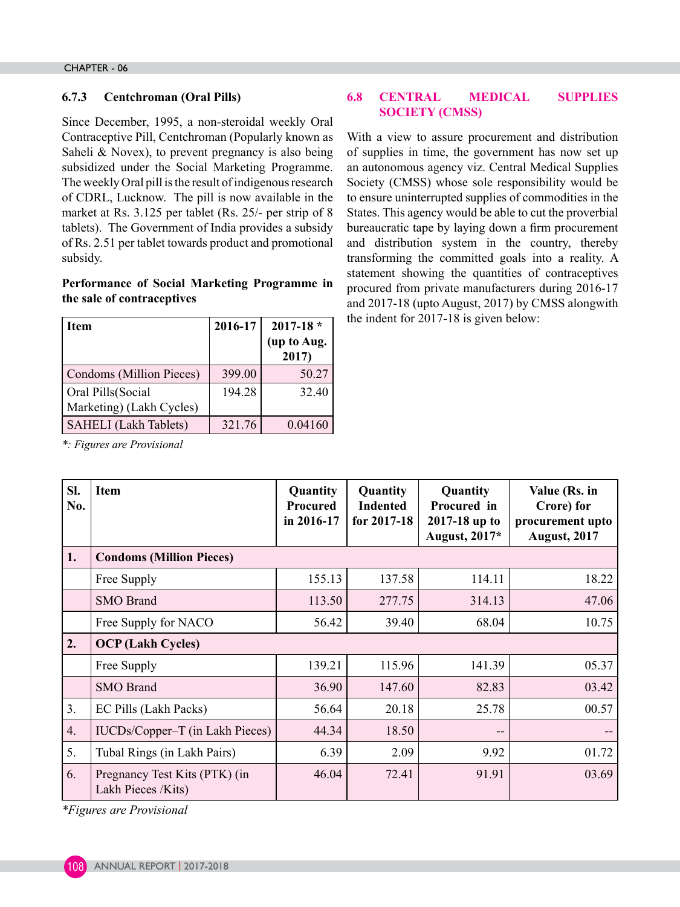### 6.7.3 Centchroman (Oral Pills)

Since December, 1995, a non-steroidal weekly Oral Contraceptive Pill, Centchroman (Popularly known as Saheli & Novex), to prevent pregnancy is also being subsidized under the Social Marketing Programme. The weekly Oral pill is the result of indigenous research of CDRL, Lucknow. The pill is now available in the market at Rs. 3.125 per tablet (Rs. 25/- per strip of 8 tablets). The Government of India provides a subsidy of Rs. 2.51 per tablet towards product and promotional subsidy.

**Performance of Social Marketing Programme in the sale of contraceptives**

| Item | 2016-17 | 2017-18 * (up to Aug. 2017) |
|---|---|---|
| Condoms (Million Pieces) | 399.00 | 50.27 |
| Oral Pills(Social Marketing) (Lakh Cycles) | 194.28 | 32.40 |
| SAHELI (Lakh Tablets) | 321.76 | 0.04160 |

*\*: Figures are Provisional*

## 6.8 CENTRAL MEDICAL SUPPLIES SOCIETY (CMSS)

With a view to assure procurement and distribution of supplies in time, the government has now set up an autonomous agency viz. Central Medical Supplies Society (CMSS) whose sole responsibility would be to ensure uninterrupted supplies of commodities in the States. This agency would be able to cut the proverbial bureaucratic tape by laying down a firm procurement and distribution system in the country, thereby transforming the committed goals into a reality. A statement showing the quantities of contraceptives procured from private manufacturers during 2016-17 and 2017-18 (upto August, 2017) by CMSS alongwith the indent for 2017-18 is given below:

| Sl. No. | Item | Quantity Procured in 2016-17 | Quantity Indented for 2017-18 | Quantity Procured in 2017-18 up to August, 2017* | Value (Rs. in Crore) for procurement upto August, 2017 |
|---|---|---|---|---|---|
| 1. | **Condoms (Million Pieces)** | | | | |
| | Free Supply | 155.13 | 137.58 | 114.11 | 18.22 |
| | SMO Brand | 113.50 | 277.75 | 314.13 | 47.06 |
| | Free Supply for NACO | 56.42 | 39.40 | 68.04 | 10.75 |
| 2. | **OCP (Lakh Cycles)** | | | | |
| | Free Supply | 139.21 | 115.96 | 141.39 | 05.37 |
| | SMO Brand | 36.90 | 147.60 | 82.83 | 03.42 |
| 3. | EC Pills (Lakh Packs) | 56.64 | 20.18 | 25.78 | 00.57 |
| 4. | IUCDs/Copper–T (in Lakh Pieces) | 44.34 | 18.50 | -- | -- |
| 5. | Tubal Rings (in Lakh Pairs) | 6.39 | 2.09 | 9.92 | 01.72 |
| 6. | Pregnancy Test Kits (PTK) (in Lakh Pieces /Kits) | 46.04 | 72.41 | 91.91 | 03.69 |

*\*Figures are Provisional*